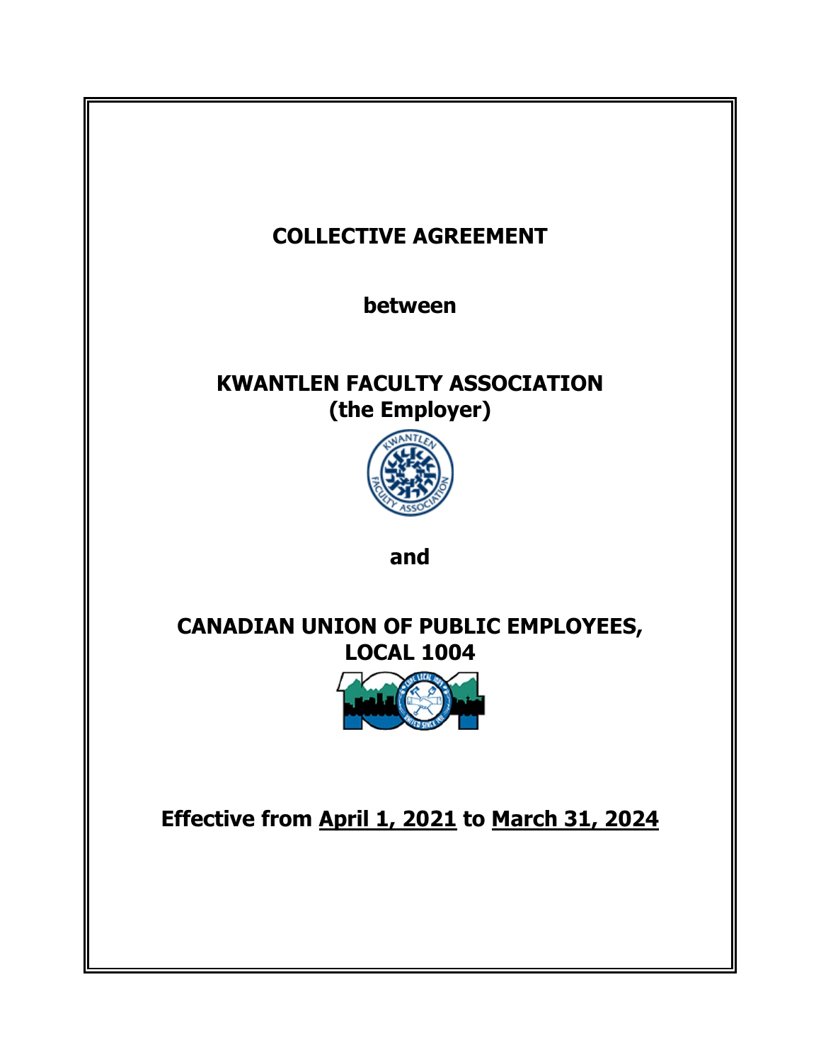# COLLECTIVE AGREEMENT

**between**

**KWANTLEN FACULTY ASSOCIATION**
**(the Employer)**

**and**

**CANADIAN UNION OF PUBLIC EMPLOYEES,**
**LOCAL 1004**

**Effective from <u>April 1, 2021</u> to <u>March 31, 2024</u>**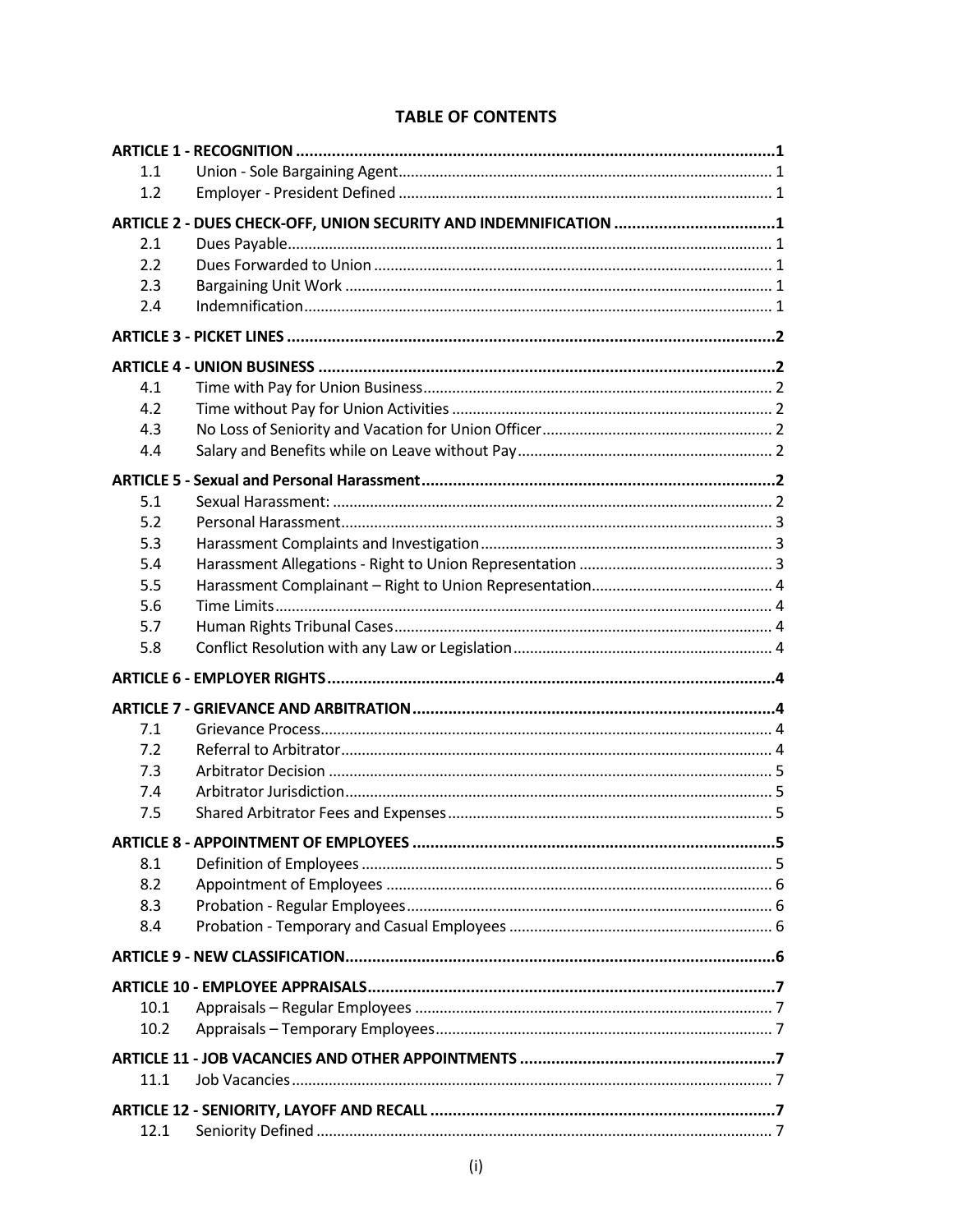# TABLE OF CONTENTS

| | | |
|---|---|---|
| **ARTICLE 1 - RECOGNITION** | | **1** |
| 1.1 | Union - Sole Bargaining Agent | 1 |
| 1.2 | Employer - President Defined | 1 |
| **ARTICLE 2 - DUES CHECK-OFF, UNION SECURITY AND INDEMNIFICATION** | | **1** |
| 2.1 | Dues Payable | 1 |
| 2.2 | Dues Forwarded to Union | 1 |
| 2.3 | Bargaining Unit Work | 1 |
| 2.4 | Indemnification | 1 |
| **ARTICLE 3 - PICKET LINES** | | **2** |
| **ARTICLE 4 - UNION BUSINESS** | | **2** |
| 4.1 | Time with Pay for Union Business | 2 |
| 4.2 | Time without Pay for Union Activities | 2 |
| 4.3 | No Loss of Seniority and Vacation for Union Officer | 2 |
| 4.4 | Salary and Benefits while on Leave without Pay | 2 |
| **ARTICLE 5 - Sexual and Personal Harassment** | | **2** |
| 5.1 | Sexual Harassment: | 2 |
| 5.2 | Personal Harassment | 3 |
| 5.3 | Harassment Complaints and Investigation | 3 |
| 5.4 | Harassment Allegations - Right to Union Representation | 3 |
| 5.5 | Harassment Complainant – Right to Union Representation | 4 |
| 5.6 | Time Limits | 4 |
| 5.7 | Human Rights Tribunal Cases | 4 |
| 5.8 | Conflict Resolution with any Law or Legislation | 4 |
| **ARTICLE 6 - EMPLOYER RIGHTS** | | **4** |
| **ARTICLE 7 - GRIEVANCE AND ARBITRATION** | | **4** |
| 7.1 | Grievance Process | 4 |
| 7.2 | Referral to Arbitrator | 4 |
| 7.3 | Arbitrator Decision | 5 |
| 7.4 | Arbitrator Jurisdiction | 5 |
| 7.5 | Shared Arbitrator Fees and Expenses | 5 |
| **ARTICLE 8 - APPOINTMENT OF EMPLOYEES** | | **5** |
| 8.1 | Definition of Employees | 5 |
| 8.2 | Appointment of Employees | 6 |
| 8.3 | Probation - Regular Employees | 6 |
| 8.4 | Probation - Temporary and Casual Employees | 6 |
| **ARTICLE 9 - NEW CLASSIFICATION** | | **6** |
| **ARTICLE 10 - EMPLOYEE APPRAISALS** | | **7** |
| 10.1 | Appraisals – Regular Employees | 7 |
| 10.2 | Appraisals – Temporary Employees | 7 |
| **ARTICLE 11 - JOB VACANCIES AND OTHER APPOINTMENTS** | | **7** |
| 11.1 | Job Vacancies | 7 |
| **ARTICLE 12 - SENIORITY, LAYOFF AND RECALL** | | **7** |
| 12.1 | Seniority Defined | 7 |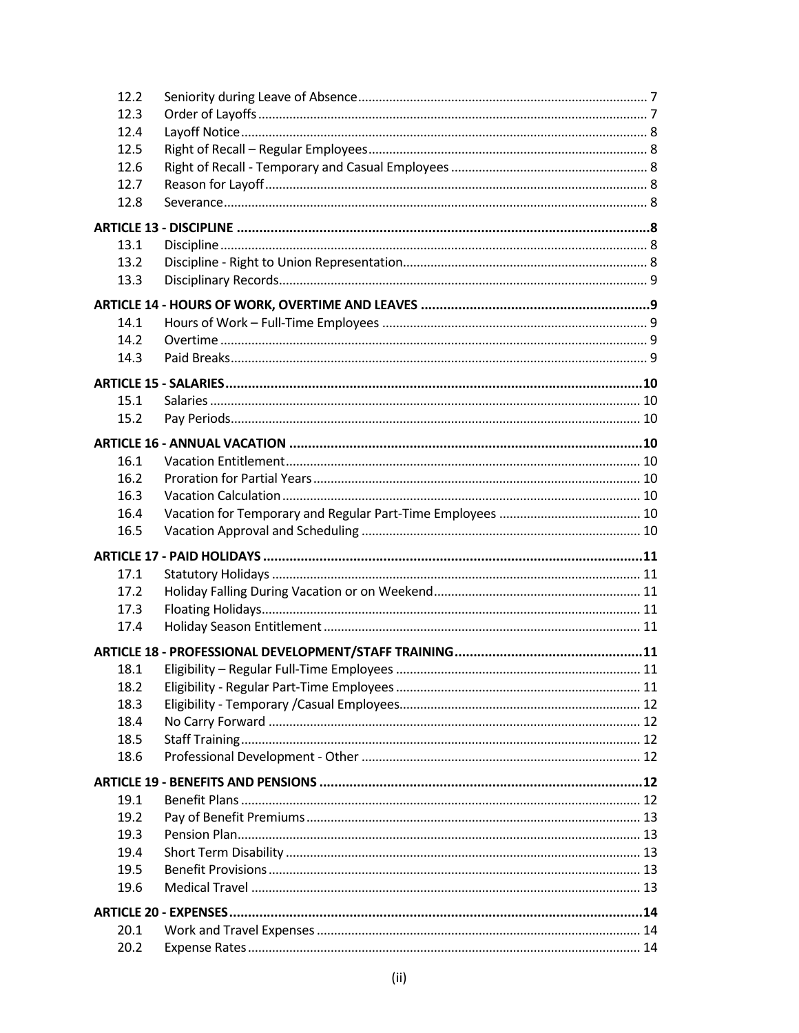| | | |
|---|---|---|
| 12.2 | Seniority during Leave of Absence | 7 |
| 12.3 | Order of Layoffs | 7 |
| 12.4 | Layoff Notice | 8 |
| 12.5 | Right of Recall – Regular Employees | 8 |
| 12.6 | Right of Recall - Temporary and Casual Employees | 8 |
| 12.7 | Reason for Layoff | 8 |
| 12.8 | Severance | 8 |
| **ARTICLE 13 - DISCIPLINE** | | **8** |
| 13.1 | Discipline | 8 |
| 13.2 | Discipline - Right to Union Representation | 8 |
| 13.3 | Disciplinary Records | 9 |
| **ARTICLE 14 - HOURS OF WORK, OVERTIME AND LEAVES** | | **9** |
| 14.1 | Hours of Work – Full-Time Employees | 9 |
| 14.2 | Overtime | 9 |
| 14.3 | Paid Breaks | 9 |
| **ARTICLE 15 - SALARIES** | | **10** |
| 15.1 | Salaries | 10 |
| 15.2 | Pay Periods | 10 |
| **ARTICLE 16 - ANNUAL VACATION** | | **10** |
| 16.1 | Vacation Entitlement | 10 |
| 16.2 | Proration for Partial Years | 10 |
| 16.3 | Vacation Calculation | 10 |
| 16.4 | Vacation for Temporary and Regular Part-Time Employees | 10 |
| 16.5 | Vacation Approval and Scheduling | 10 |
| **ARTICLE 17 - PAID HOLIDAYS** | | **11** |
| 17.1 | Statutory Holidays | 11 |
| 17.2 | Holiday Falling During Vacation or on Weekend | 11 |
| 17.3 | Floating Holidays | 11 |
| 17.4 | Holiday Season Entitlement | 11 |
| **ARTICLE 18 - PROFESSIONAL DEVELOPMENT/STAFF TRAINING** | | **11** |
| 18.1 | Eligibility – Regular Full-Time Employees | 11 |
| 18.2 | Eligibility - Regular Part-Time Employees | 11 |
| 18.3 | Eligibility - Temporary /Casual Employees | 12 |
| 18.4 | No Carry Forward | 12 |
| 18.5 | Staff Training | 12 |
| 18.6 | Professional Development - Other | 12 |
| **ARTICLE 19 - BENEFITS AND PENSIONS** | | **12** |
| 19.1 | Benefit Plans | 12 |
| 19.2 | Pay of Benefit Premiums | 13 |
| 19.3 | Pension Plan | 13 |
| 19.4 | Short Term Disability | 13 |
| 19.5 | Benefit Provisions | 13 |
| 19.6 | Medical Travel | 13 |
| **ARTICLE 20 - EXPENSES** | | **14** |
| 20.1 | Work and Travel Expenses | 14 |
| 20.2 | Expense Rates | 14 |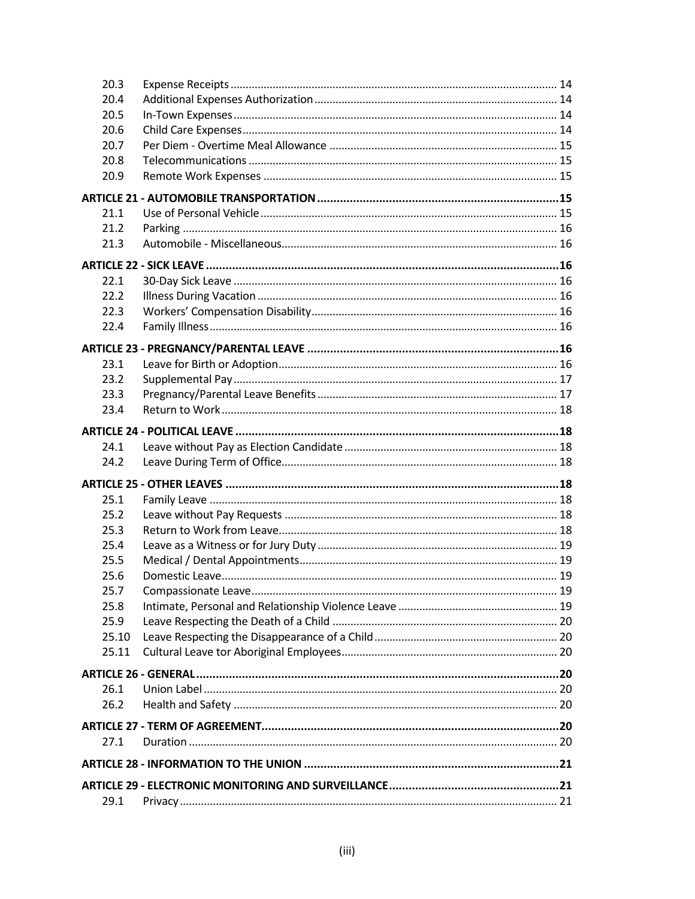| | | |
|---|---|---|
| 20.3 | Expense Receipts | 14 |
| 20.4 | Additional Expenses Authorization | 14 |
| 20.5 | In-Town Expenses | 14 |
| 20.6 | Child Care Expenses | 14 |
| 20.7 | Per Diem - Overtime Meal Allowance | 15 |
| 20.8 | Telecommunications | 15 |
| 20.9 | Remote Work Expenses | 15 |
| **ARTICLE 21 - AUTOMOBILE TRANSPORTATION** | | **15** |
| 21.1 | Use of Personal Vehicle | 15 |
| 21.2 | Parking | 16 |
| 21.3 | Automobile - Miscellaneous | 16 |
| **ARTICLE 22 - SICK LEAVE** | | **16** |
| 22.1 | 30-Day Sick Leave | 16 |
| 22.2 | Illness During Vacation | 16 |
| 22.3 | Workers' Compensation Disability | 16 |
| 22.4 | Family Illness | 16 |
| **ARTICLE 23 - PREGNANCY/PARENTAL LEAVE** | | **16** |
| 23.1 | Leave for Birth or Adoption | 16 |
| 23.2 | Supplemental Pay | 17 |
| 23.3 | Pregnancy/Parental Leave Benefits | 17 |
| 23.4 | Return to Work | 18 |
| **ARTICLE 24 - POLITICAL LEAVE** | | **18** |
| 24.1 | Leave without Pay as Election Candidate | 18 |
| 24.2 | Leave During Term of Office | 18 |
| **ARTICLE 25 - OTHER LEAVES** | | **18** |
| 25.1 | Family Leave | 18 |
| 25.2 | Leave without Pay Requests | 18 |
| 25.3 | Return to Work from Leave | 18 |
| 25.4 | Leave as a Witness or for Jury Duty | 19 |
| 25.5 | Medical / Dental Appointments | 19 |
| 25.6 | Domestic Leave | 19 |
| 25.7 | Compassionate Leave | 19 |
| 25.8 | Intimate, Personal and Relationship Violence Leave | 19 |
| 25.9 | Leave Respecting the Death of a Child | 20 |
| 25.10 | Leave Respecting the Disappearance of a Child | 20 |
| 25.11 | Cultural Leave tor Aboriginal Employees | 20 |
| **ARTICLE 26 - GENERAL** | | **20** |
| 26.1 | Union Label | 20 |
| 26.2 | Health and Safety | 20 |
| **ARTICLE 27 - TERM OF AGREEMENT** | | **20** |
| 27.1 | Duration | 20 |
| **ARTICLE 28 - INFORMATION TO THE UNION** | | **21** |
| **ARTICLE 29 - ELECTRONIC MONITORING AND SURVEILLANCE** | | **21** |
| 29.1 | Privacy | 21 |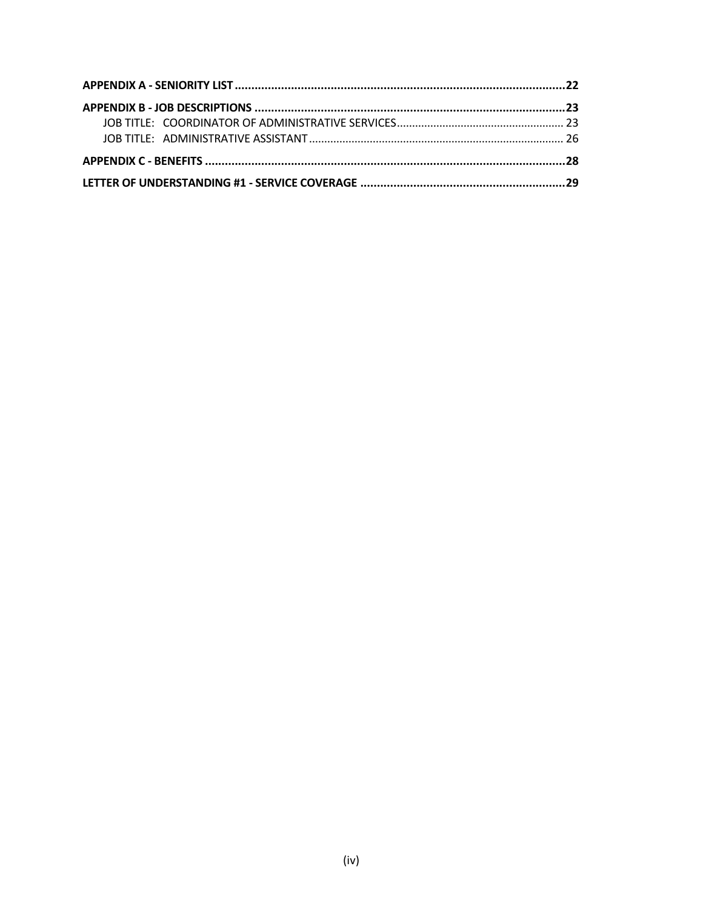**APPENDIX A - SENIORITY LIST** ........................................................................................................22

**APPENDIX B - JOB DESCRIPTIONS** ..................................................................................................23

JOB TITLE: COORDINATOR OF ADMINISTRATIVE SERVICES ....................................................... 23

JOB TITLE: ADMINISTRATIVE ASSISTANT ..................................................................................... 26

**APPENDIX C - BENEFITS** ...................................................................................................................28

**LETTER OF UNDERSTANDING #1 - SERVICE COVERAGE** ...............................................................29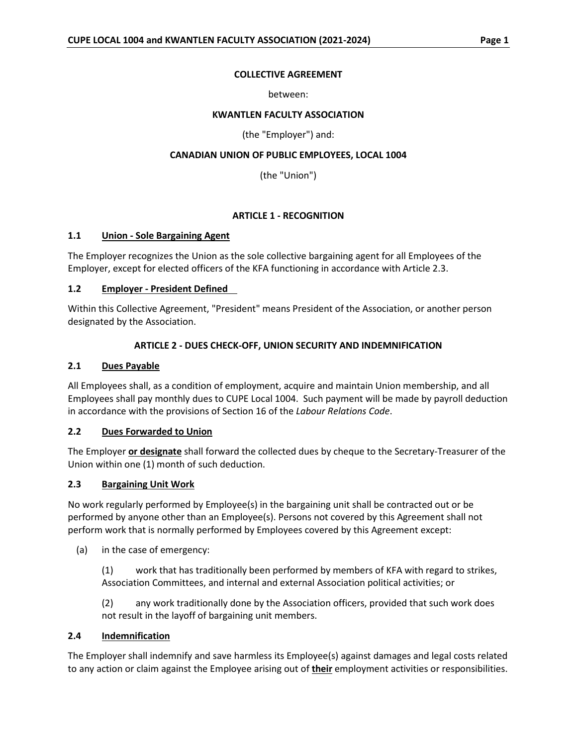**COLLECTIVE AGREEMENT**

between:

**KWANTLEN FACULTY ASSOCIATION**

(the "Employer") and:

**CANADIAN UNION OF PUBLIC EMPLOYEES, LOCAL 1004**

(the "Union")

## ARTICLE 1 - RECOGNITION

### 1.1 Union - Sole Bargaining Agent

The Employer recognizes the Union as the sole collective bargaining agent for all Employees of the Employer, except for elected officers of the KFA functioning in accordance with Article 2.3.

### 1.2 Employer - President Defined

Within this Collective Agreement, "President" means President of the Association, or another person designated by the Association.

## ARTICLE 2 - DUES CHECK-OFF, UNION SECURITY AND INDEMNIFICATION

### 2.1 Dues Payable

All Employees shall, as a condition of employment, acquire and maintain Union membership, and all Employees shall pay monthly dues to CUPE Local 1004. Such payment will be made by payroll deduction in accordance with the provisions of Section 16 of the *Labour Relations Code*.

### 2.2 Dues Forwarded to Union

The Employer **or designate** shall forward the collected dues by cheque to the Secretary-Treasurer of the Union within one (1) month of such deduction.

### 2.3 Bargaining Unit Work

No work regularly performed by Employee(s) in the bargaining unit shall be contracted out or be performed by anyone other than an Employee(s). Persons not covered by this Agreement shall not perform work that is normally performed by Employees covered by this Agreement except:

(a) in the case of emergency:

(1) work that has traditionally been performed by members of KFA with regard to strikes, Association Committees, and internal and external Association political activities; or

(2) any work traditionally done by the Association officers, provided that such work does not result in the layoff of bargaining unit members.

### 2.4 Indemnification

The Employer shall indemnify and save harmless its Employee(s) against damages and legal costs related to any action or claim against the Employee arising out of **their** employment activities or responsibilities.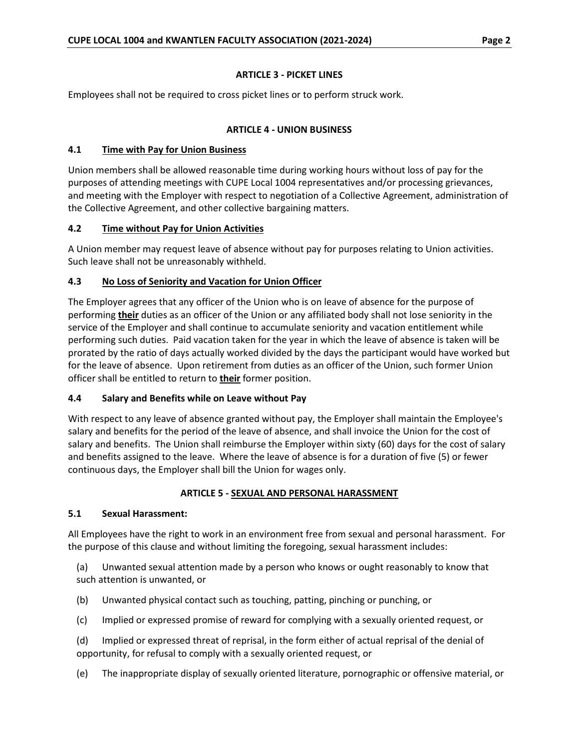## ARTICLE 3 - PICKET LINES

Employees shall not be required to cross picket lines or to perform struck work.

## ARTICLE 4 - UNION BUSINESS

### 4.1 Time with Pay for Union Business

Union members shall be allowed reasonable time during working hours without loss of pay for the purposes of attending meetings with CUPE Local 1004 representatives and/or processing grievances, and meeting with the Employer with respect to negotiation of a Collective Agreement, administration of the Collective Agreement, and other collective bargaining matters.

### 4.2 Time without Pay for Union Activities

A Union member may request leave of absence without pay for purposes relating to Union activities. Such leave shall not be unreasonably withheld.

### 4.3 No Loss of Seniority and Vacation for Union Officer

The Employer agrees that any officer of the Union who is on leave of absence for the purpose of performing **their** duties as an officer of the Union or any affiliated body shall not lose seniority in the service of the Employer and shall continue to accumulate seniority and vacation entitlement while performing such duties. Paid vacation taken for the year in which the leave of absence is taken will be prorated by the ratio of days actually worked divided by the days the participant would have worked but for the leave of absence. Upon retirement from duties as an officer of the Union, such former Union officer shall be entitled to return to **their** former position.

### 4.4 Salary and Benefits while on Leave without Pay

With respect to any leave of absence granted without pay, the Employer shall maintain the Employee's salary and benefits for the period of the leave of absence, and shall invoice the Union for the cost of salary and benefits. The Union shall reimburse the Employer within sixty (60) days for the cost of salary and benefits assigned to the leave. Where the leave of absence is for a duration of five (5) or fewer continuous days, the Employer shall bill the Union for wages only.

## ARTICLE 5 - SEXUAL AND PERSONAL HARASSMENT

### 5.1 Sexual Harassment:

All Employees have the right to work in an environment free from sexual and personal harassment. For the purpose of this clause and without limiting the foregoing, sexual harassment includes:

(a) Unwanted sexual attention made by a person who knows or ought reasonably to know that such attention is unwanted, or

(b) Unwanted physical contact such as touching, patting, pinching or punching, or

(c) Implied or expressed promise of reward for complying with a sexually oriented request, or

(d) Implied or expressed threat of reprisal, in the form either of actual reprisal of the denial of opportunity, for refusal to comply with a sexually oriented request, or

(e) The inappropriate display of sexually oriented literature, pornographic or offensive material, or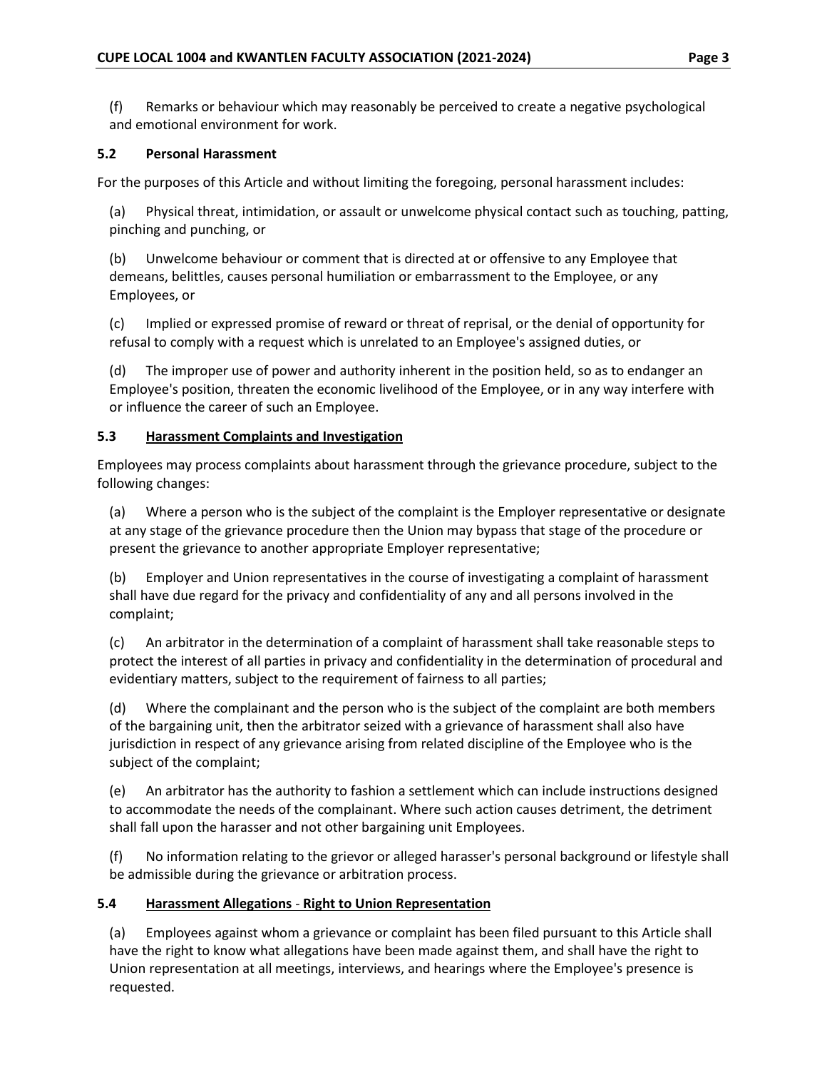(f) Remarks or behaviour which may reasonably be perceived to create a negative psychological and emotional environment for work.

### 5.2 Personal Harassment

For the purposes of this Article and without limiting the foregoing, personal harassment includes:

(a) Physical threat, intimidation, or assault or unwelcome physical contact such as touching, patting, pinching and punching, or

(b) Unwelcome behaviour or comment that is directed at or offensive to any Employee that demeans, belittles, causes personal humiliation or embarrassment to the Employee, or any Employees, or

(c) Implied or expressed promise of reward or threat of reprisal, or the denial of opportunity for refusal to comply with a request which is unrelated to an Employee's assigned duties, or

(d) The improper use of power and authority inherent in the position held, so as to endanger an Employee's position, threaten the economic livelihood of the Employee, or in any way interfere with or influence the career of such an Employee.

### 5.3 Harassment Complaints and Investigation

Employees may process complaints about harassment through the grievance procedure, subject to the following changes:

(a) Where a person who is the subject of the complaint is the Employer representative or designate at any stage of the grievance procedure then the Union may bypass that stage of the procedure or present the grievance to another appropriate Employer representative;

(b) Employer and Union representatives in the course of investigating a complaint of harassment shall have due regard for the privacy and confidentiality of any and all persons involved in the complaint;

(c) An arbitrator in the determination of a complaint of harassment shall take reasonable steps to protect the interest of all parties in privacy and confidentiality in the determination of procedural and evidentiary matters, subject to the requirement of fairness to all parties;

(d) Where the complainant and the person who is the subject of the complaint are both members of the bargaining unit, then the arbitrator seized with a grievance of harassment shall also have jurisdiction in respect of any grievance arising from related discipline of the Employee who is the subject of the complaint;

(e) An arbitrator has the authority to fashion a settlement which can include instructions designed to accommodate the needs of the complainant. Where such action causes detriment, the detriment shall fall upon the harasser and not other bargaining unit Employees.

(f) No information relating to the grievor or alleged harasser's personal background or lifestyle shall be admissible during the grievance or arbitration process.

### 5.4 Harassment Allegations - Right to Union Representation

(a) Employees against whom a grievance or complaint has been filed pursuant to this Article shall have the right to know what allegations have been made against them, and shall have the right to Union representation at all meetings, interviews, and hearings where the Employee's presence is requested.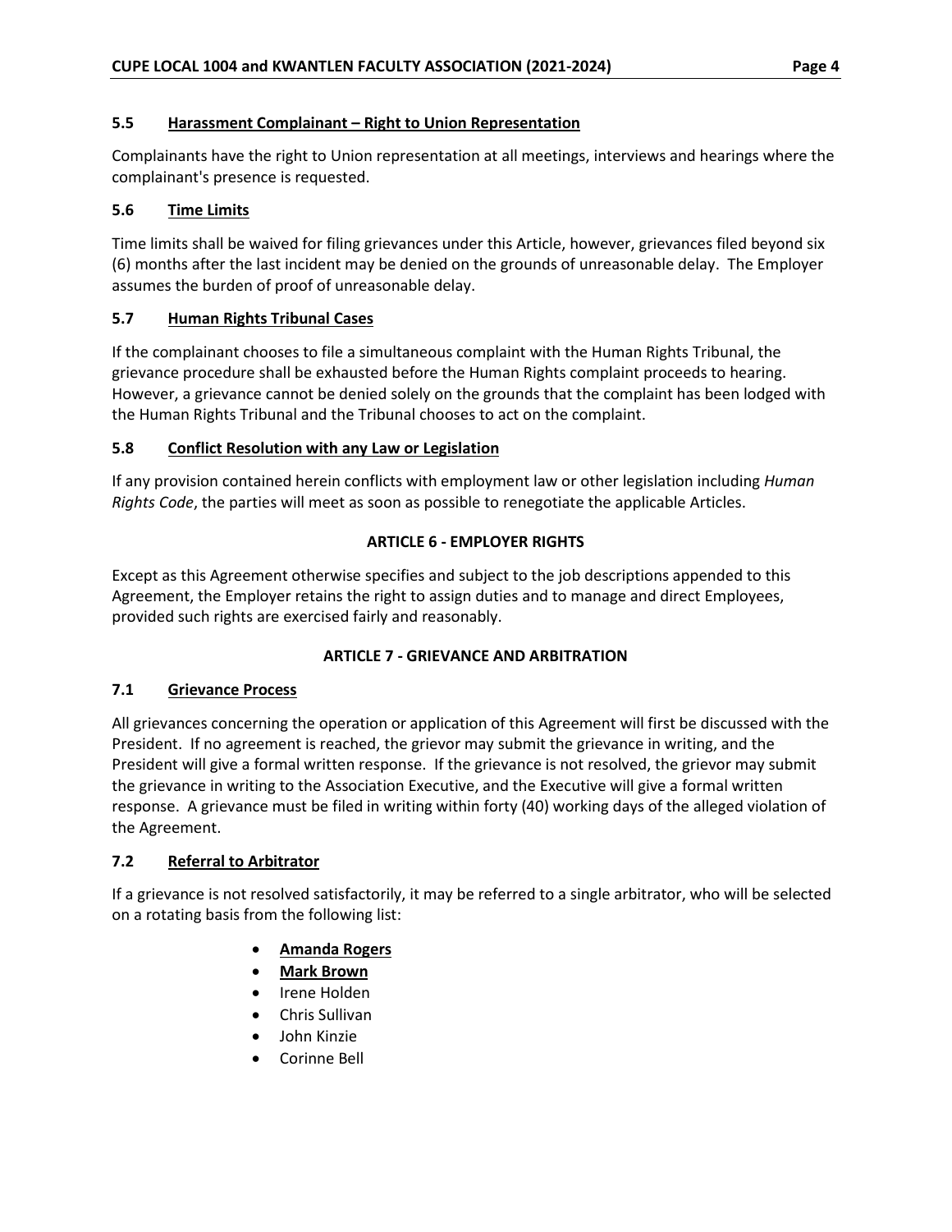### 5.5 Harassment Complainant – Right to Union Representation

Complainants have the right to Union representation at all meetings, interviews and hearings where the complainant's presence is requested.

### 5.6 Time Limits

Time limits shall be waived for filing grievances under this Article, however, grievances filed beyond six (6) months after the last incident may be denied on the grounds of unreasonable delay. The Employer assumes the burden of proof of unreasonable delay.

### 5.7 Human Rights Tribunal Cases

If the complainant chooses to file a simultaneous complaint with the Human Rights Tribunal, the grievance procedure shall be exhausted before the Human Rights complaint proceeds to hearing. However, a grievance cannot be denied solely on the grounds that the complaint has been lodged with the Human Rights Tribunal and the Tribunal chooses to act on the complaint.

### 5.8 Conflict Resolution with any Law or Legislation

If any provision contained herein conflicts with employment law or other legislation including *Human Rights Code*, the parties will meet as soon as possible to renegotiate the applicable Articles.

## ARTICLE 6 - EMPLOYER RIGHTS

Except as this Agreement otherwise specifies and subject to the job descriptions appended to this Agreement, the Employer retains the right to assign duties and to manage and direct Employees, provided such rights are exercised fairly and reasonably.

## ARTICLE 7 - GRIEVANCE AND ARBITRATION

### 7.1 Grievance Process

All grievances concerning the operation or application of this Agreement will first be discussed with the President. If no agreement is reached, the grievor may submit the grievance in writing, and the President will give a formal written response. If the grievance is not resolved, the grievor may submit the grievance in writing to the Association Executive, and the Executive will give a formal written response. A grievance must be filed in writing within forty (40) working days of the alleged violation of the Agreement.

### 7.2 Referral to Arbitrator

If a grievance is not resolved satisfactorily, it may be referred to a single arbitrator, who will be selected on a rotating basis from the following list:

- **Amanda Rogers**
- **Mark Brown**
- Irene Holden
- Chris Sullivan
- John Kinzie
- Corinne Bell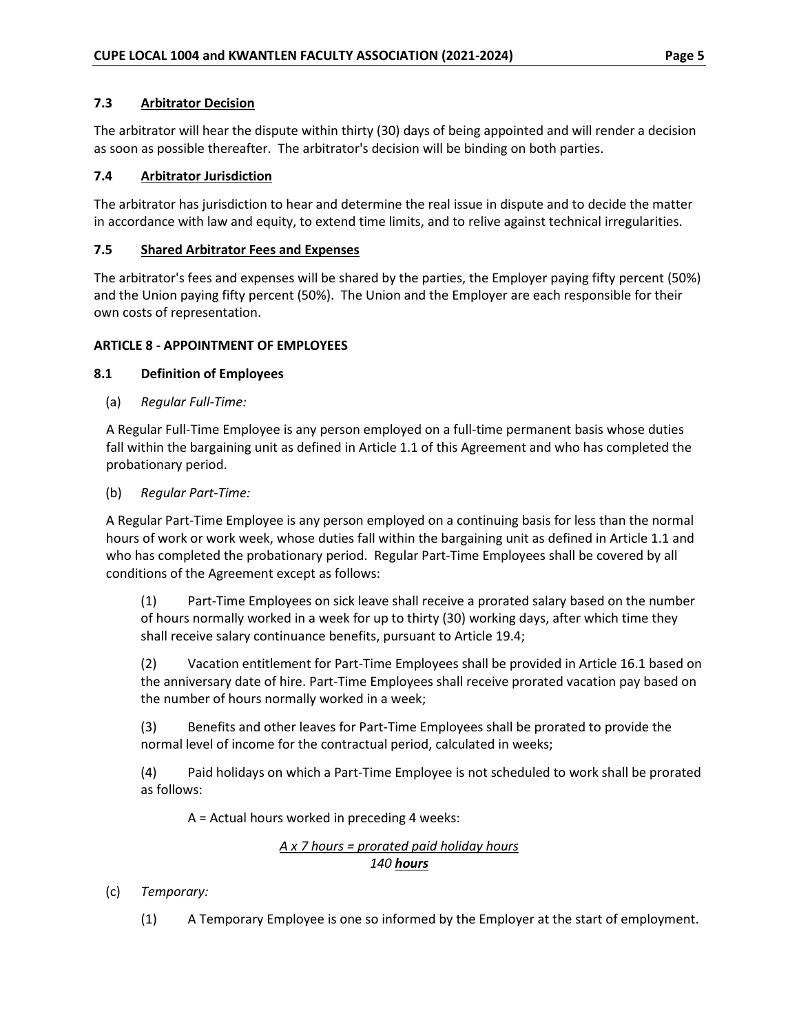### 7.3 Arbitrator Decision

The arbitrator will hear the dispute within thirty (30) days of being appointed and will render a decision as soon as possible thereafter. The arbitrator's decision will be binding on both parties.

### 7.4 Arbitrator Jurisdiction

The arbitrator has jurisdiction to hear and determine the real issue in dispute and to decide the matter in accordance with law and equity, to extend time limits, and to relive against technical irregularities.

### 7.5 Shared Arbitrator Fees and Expenses

The arbitrator's fees and expenses will be shared by the parties, the Employer paying fifty percent (50%) and the Union paying fifty percent (50%). The Union and the Employer are each responsible for their own costs of representation.

## ARTICLE 8 - APPOINTMENT OF EMPLOYEES

### 8.1 Definition of Employees

(a) *Regular Full-Time:*

A Regular Full-Time Employee is any person employed on a full-time permanent basis whose duties fall within the bargaining unit as defined in Article 1.1 of this Agreement and who has completed the probationary period.

(b) *Regular Part-Time:*

A Regular Part-Time Employee is any person employed on a continuing basis for less than the normal hours of work or work week, whose duties fall within the bargaining unit as defined in Article 1.1 and who has completed the probationary period. Regular Part-Time Employees shall be covered by all conditions of the Agreement except as follows:

(1) Part-Time Employees on sick leave shall receive a prorated salary based on the number of hours normally worked in a week for up to thirty (30) working days, after which time they shall receive salary continuance benefits, pursuant to Article 19.4;

(2) Vacation entitlement for Part-Time Employees shall be provided in Article 16.1 based on the anniversary date of hire. Part-Time Employees shall receive prorated vacation pay based on the number of hours normally worked in a week;

(3) Benefits and other leaves for Part-Time Employees shall be prorated to provide the normal level of income for the contractual period, calculated in weeks;

(4) Paid holidays on which a Part-Time Employee is not scheduled to work shall be prorated as follows:

A = Actual hours worked in preceding 4 weeks:

$$\frac{A \times 7 \text{ hours}}{140 \text{ hours}} = \text{prorated paid holiday hours}$$

(c) *Temporary:*

(1) A Temporary Employee is one so informed by the Employer at the start of employment.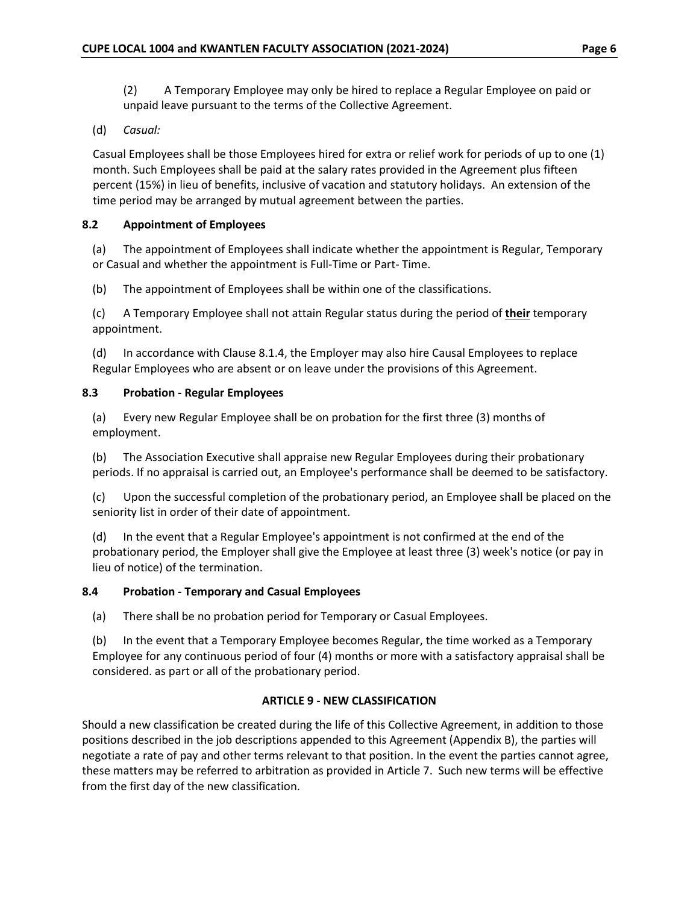(2) A Temporary Employee may only be hired to replace a Regular Employee on paid or unpaid leave pursuant to the terms of the Collective Agreement.

(d) *Casual:*

Casual Employees shall be those Employees hired for extra or relief work for periods of up to one (1) month. Such Employees shall be paid at the salary rates provided in the Agreement plus fifteen percent (15%) in lieu of benefits, inclusive of vacation and statutory holidays. An extension of the time period may be arranged by mutual agreement between the parties.

### 8.2 Appointment of Employees

(a) The appointment of Employees shall indicate whether the appointment is Regular, Temporary or Casual and whether the appointment is Full-Time or Part- Time.

(b) The appointment of Employees shall be within one of the classifications.

(c) A Temporary Employee shall not attain Regular status during the period of **their** temporary appointment.

(d) In accordance with Clause 8.1.4, the Employer may also hire Causal Employees to replace Regular Employees who are absent or on leave under the provisions of this Agreement.

### 8.3 Probation - Regular Employees

(a) Every new Regular Employee shall be on probation for the first three (3) months of employment.

(b) The Association Executive shall appraise new Regular Employees during their probationary periods. If no appraisal is carried out, an Employee's performance shall be deemed to be satisfactory.

(c) Upon the successful completion of the probationary period, an Employee shall be placed on the seniority list in order of their date of appointment.

(d) In the event that a Regular Employee's appointment is not confirmed at the end of the probationary period, the Employer shall give the Employee at least three (3) week's notice (or pay in lieu of notice) of the termination.

### 8.4 Probation - Temporary and Casual Employees

(a) There shall be no probation period for Temporary or Casual Employees.

(b) In the event that a Temporary Employee becomes Regular, the time worked as a Temporary Employee for any continuous period of four (4) months or more with a satisfactory appraisal shall be considered. as part or all of the probationary period.

## ARTICLE 9 - NEW CLASSIFICATION

Should a new classification be created during the life of this Collective Agreement, in addition to those positions described in the job descriptions appended to this Agreement (Appendix B), the parties will negotiate a rate of pay and other terms relevant to that position. In the event the parties cannot agree, these matters may be referred to arbitration as provided in Article 7. Such new terms will be effective from the first day of the new classification.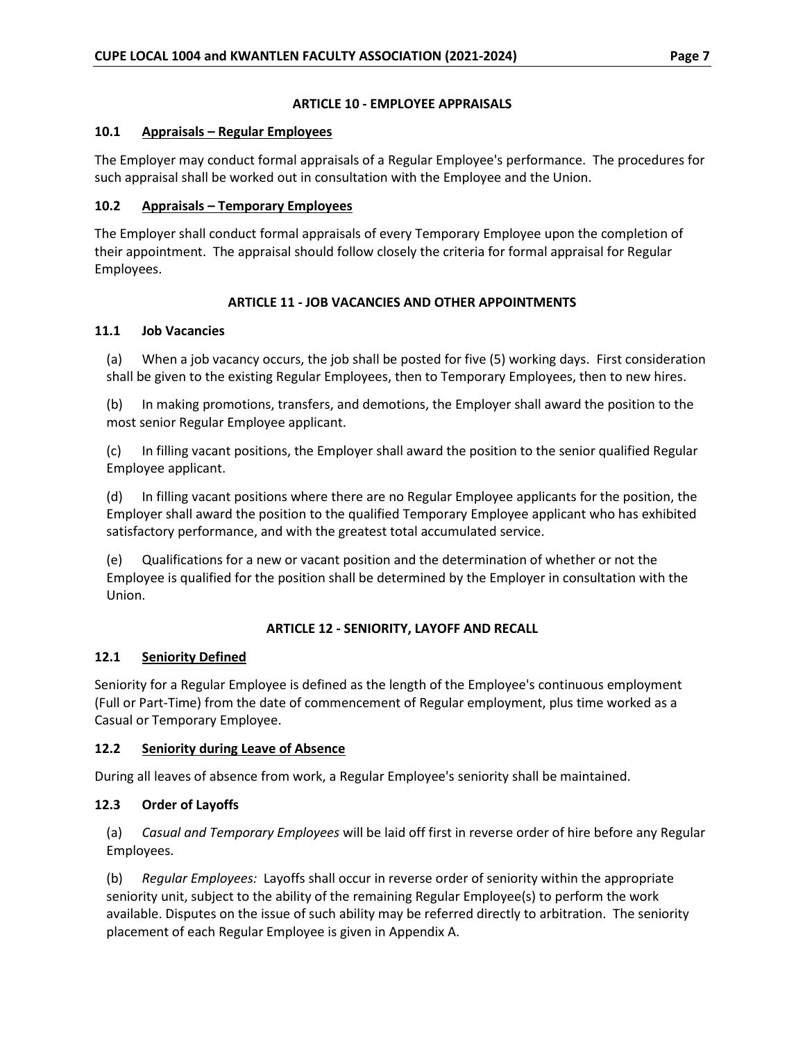## ARTICLE 10 - EMPLOYEE APPRAISALS

### 10.1 Appraisals – Regular Employees

The Employer may conduct formal appraisals of a Regular Employee's performance. The procedures for such appraisal shall be worked out in consultation with the Employee and the Union.

### 10.2 Appraisals – Temporary Employees

The Employer shall conduct formal appraisals of every Temporary Employee upon the completion of their appointment. The appraisal should follow closely the criteria for formal appraisal for Regular Employees.

## ARTICLE 11 - JOB VACANCIES AND OTHER APPOINTMENTS

### 11.1 Job Vacancies

(a) When a job vacancy occurs, the job shall be posted for five (5) working days. First consideration shall be given to the existing Regular Employees, then to Temporary Employees, then to new hires.

(b) In making promotions, transfers, and demotions, the Employer shall award the position to the most senior Regular Employee applicant.

(c) In filling vacant positions, the Employer shall award the position to the senior qualified Regular Employee applicant.

(d) In filling vacant positions where there are no Regular Employee applicants for the position, the Employer shall award the position to the qualified Temporary Employee applicant who has exhibited satisfactory performance, and with the greatest total accumulated service.

(e) Qualifications for a new or vacant position and the determination of whether or not the Employee is qualified for the position shall be determined by the Employer in consultation with the Union.

## ARTICLE 12 - SENIORITY, LAYOFF AND RECALL

### 12.1 Seniority Defined

Seniority for a Regular Employee is defined as the length of the Employee's continuous employment (Full or Part-Time) from the date of commencement of Regular employment, plus time worked as a Casual or Temporary Employee.

### 12.2 Seniority during Leave of Absence

During all leaves of absence from work, a Regular Employee's seniority shall be maintained.

### 12.3 Order of Layoffs

(a) *Casual and Temporary Employees* will be laid off first in reverse order of hire before any Regular Employees.

(b) *Regular Employees:* Layoffs shall occur in reverse order of seniority within the appropriate seniority unit, subject to the ability of the remaining Regular Employee(s) to perform the work available. Disputes on the issue of such ability may be referred directly to arbitration. The seniority placement of each Regular Employee is given in Appendix A.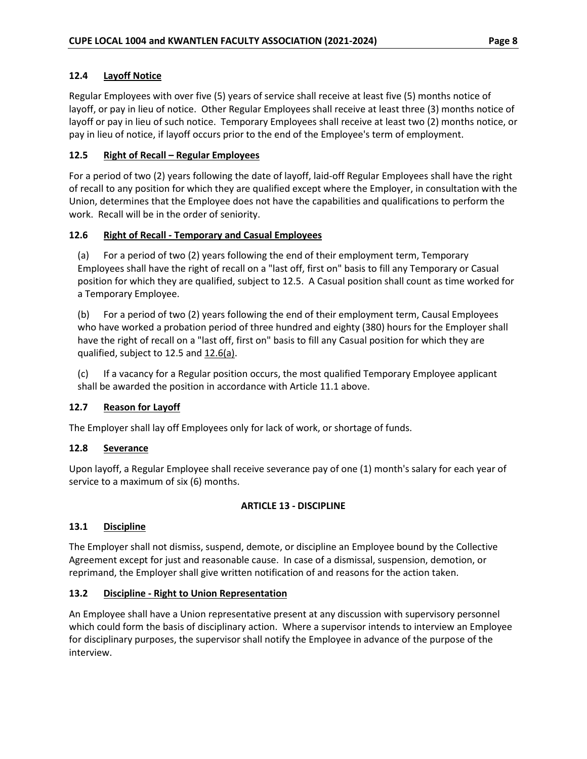### 12.4 Layoff Notice

Regular Employees with over five (5) years of service shall receive at least five (5) months notice of layoff, or pay in lieu of notice. Other Regular Employees shall receive at least three (3) months notice of layoff or pay in lieu of such notice. Temporary Employees shall receive at least two (2) months notice, or pay in lieu of notice, if layoff occurs prior to the end of the Employee's term of employment.

### 12.5 Right of Recall – Regular Employees

For a period of two (2) years following the date of layoff, laid-off Regular Employees shall have the right of recall to any position for which they are qualified except where the Employer, in consultation with the Union, determines that the Employee does not have the capabilities and qualifications to perform the work. Recall will be in the order of seniority.

### 12.6 Right of Recall - Temporary and Casual Employees

(a) For a period of two (2) years following the end of their employment term, Temporary Employees shall have the right of recall on a "last off, first on" basis to fill any Temporary or Casual position for which they are qualified, subject to 12.5. A Casual position shall count as time worked for a Temporary Employee.

(b) For a period of two (2) years following the end of their employment term, Causal Employees who have worked a probation period of three hundred and eighty (380) hours for the Employer shall have the right of recall on a "last off, first on" basis to fill any Casual position for which they are qualified, subject to 12.5 and 12.6(a).

(c) If a vacancy for a Regular position occurs, the most qualified Temporary Employee applicant shall be awarded the position in accordance with Article 11.1 above.

### 12.7 Reason for Layoff

The Employer shall lay off Employees only for lack of work, or shortage of funds.

### 12.8 Severance

Upon layoff, a Regular Employee shall receive severance pay of one (1) month's salary for each year of service to a maximum of six (6) months.

## ARTICLE 13 - DISCIPLINE

### 13.1 Discipline

The Employer shall not dismiss, suspend, demote, or discipline an Employee bound by the Collective Agreement except for just and reasonable cause. In case of a dismissal, suspension, demotion, or reprimand, the Employer shall give written notification of and reasons for the action taken.

### 13.2 Discipline - Right to Union Representation

An Employee shall have a Union representative present at any discussion with supervisory personnel which could form the basis of disciplinary action. Where a supervisor intends to interview an Employee for disciplinary purposes, the supervisor shall notify the Employee in advance of the purpose of the interview.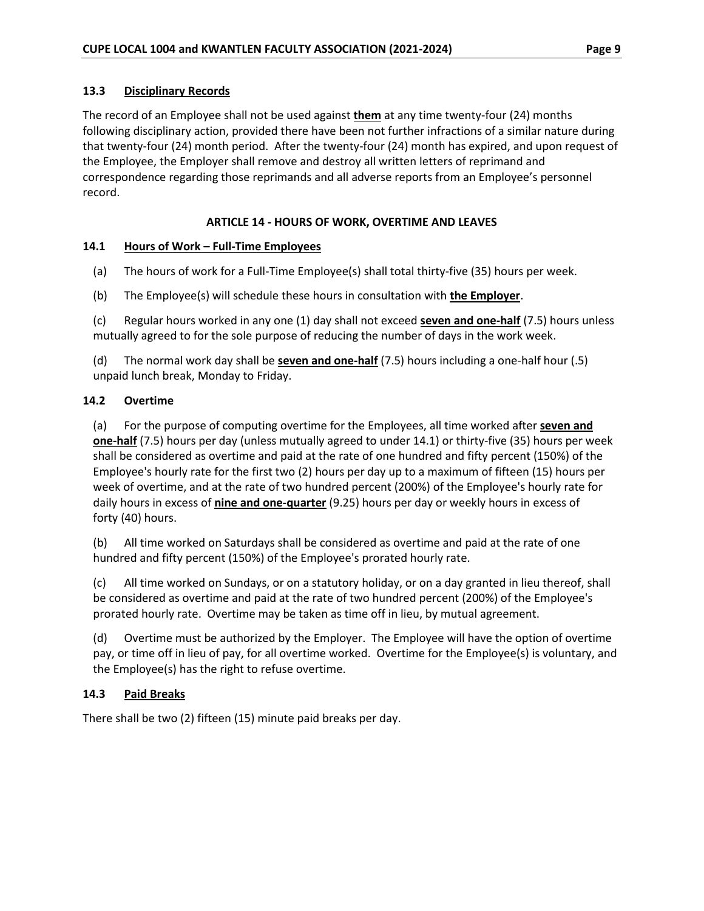### 13.3 Disciplinary Records

The record of an Employee shall not be used against **them** at any time twenty-four (24) months following disciplinary action, provided there have been not further infractions of a similar nature during that twenty-four (24) month period. After the twenty-four (24) month has expired, and upon request of the Employee, the Employer shall remove and destroy all written letters of reprimand and correspondence regarding those reprimands and all adverse reports from an Employee's personnel record.

## ARTICLE 14 - HOURS OF WORK, OVERTIME AND LEAVES

### 14.1 Hours of Work – Full-Time Employees

(a) The hours of work for a Full-Time Employee(s) shall total thirty-five (35) hours per week.

(b) The Employee(s) will schedule these hours in consultation with **the Employer**.

(c) Regular hours worked in any one (1) day shall not exceed **seven and one-half** (7.5) hours unless mutually agreed to for the sole purpose of reducing the number of days in the work week.

(d) The normal work day shall be **seven and one-half** (7.5) hours including a one-half hour (.5) unpaid lunch break, Monday to Friday.

### 14.2 Overtime

(a) For the purpose of computing overtime for the Employees, all time worked after **seven and one-half** (7.5) hours per day (unless mutually agreed to under 14.1) or thirty-five (35) hours per week shall be considered as overtime and paid at the rate of one hundred and fifty percent (150%) of the Employee's hourly rate for the first two (2) hours per day up to a maximum of fifteen (15) hours per week of overtime, and at the rate of two hundred percent (200%) of the Employee's hourly rate for daily hours in excess of **nine and one-quarter** (9.25) hours per day or weekly hours in excess of forty (40) hours.

(b) All time worked on Saturdays shall be considered as overtime and paid at the rate of one hundred and fifty percent (150%) of the Employee's prorated hourly rate.

(c) All time worked on Sundays, or on a statutory holiday, or on a day granted in lieu thereof, shall be considered as overtime and paid at the rate of two hundred percent (200%) of the Employee's prorated hourly rate. Overtime may be taken as time off in lieu, by mutual agreement.

(d) Overtime must be authorized by the Employer. The Employee will have the option of overtime pay, or time off in lieu of pay, for all overtime worked. Overtime for the Employee(s) is voluntary, and the Employee(s) has the right to refuse overtime.

### 14.3 Paid Breaks

There shall be two (2) fifteen (15) minute paid breaks per day.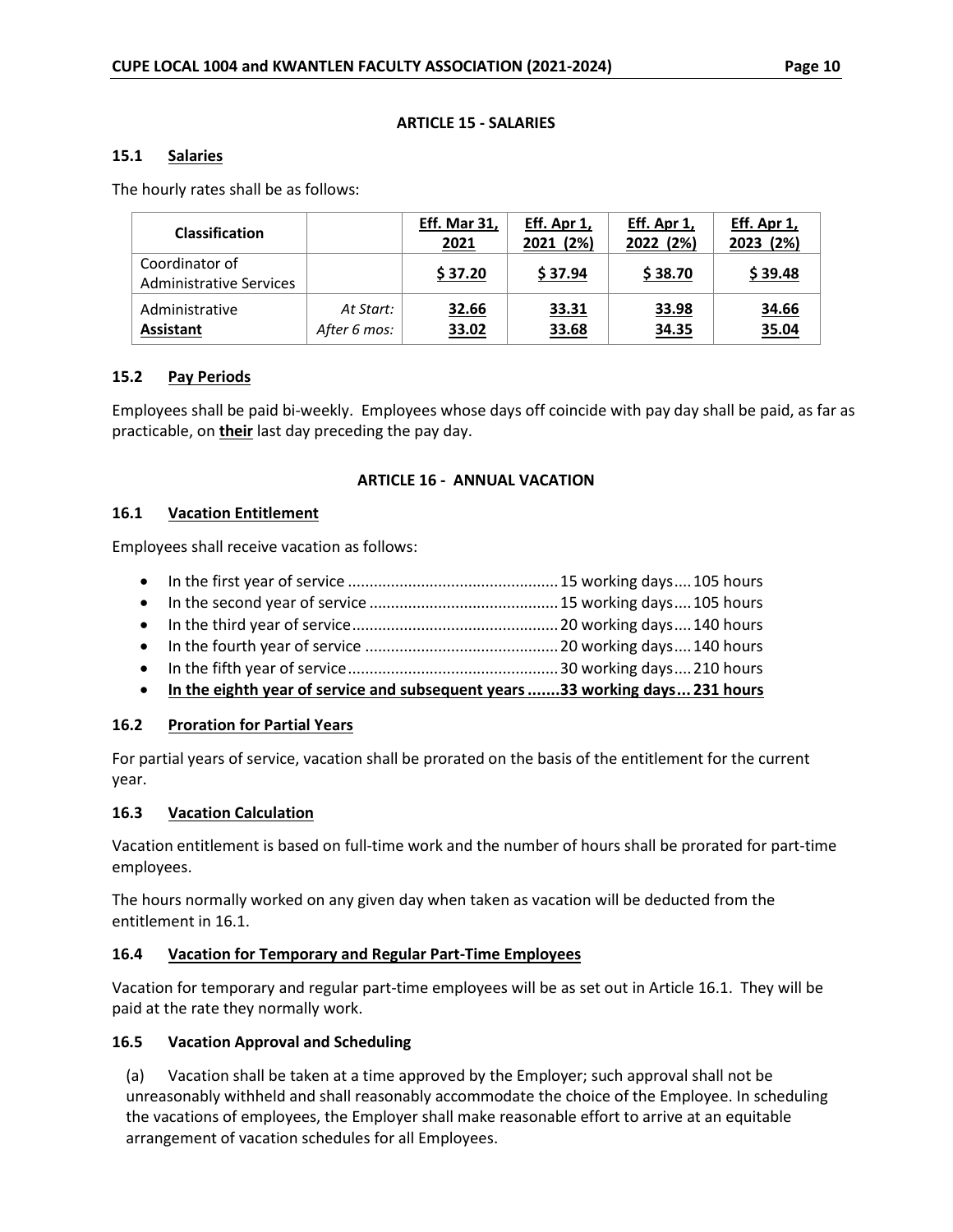## ARTICLE 15 - SALARIES

### 15.1 Salaries

The hourly rates shall be as follows:

| Classification | | Eff. Mar 31, 2021 | Eff. Apr 1, 2021 (2%) | Eff. Apr 1, 2022 (2%) | Eff. Apr 1, 2023 (2%) |
|---|---|---|---|---|---|
| Coordinator of Administrative Services | | **$ 37.20** | **$ 37.94** | **$ 38.70** | **$ 39.48** |
| Administrative **Assistant** | *At Start:*<br>*After 6 mos:* | **32.66**<br>**33.02** | **33.31**<br>**33.68** | **33.98**<br>**34.35** | **34.66**<br>**35.04** |

### 15.2 Pay Periods

Employees shall be paid bi-weekly. Employees whose days off coincide with pay day shall be paid, as far as practicable, on **their** last day preceding the pay day.

## ARTICLE 16 - ANNUAL VACATION

### 16.1 Vacation Entitlement

Employees shall receive vacation as follows:

- In the first year of service ................................................ 15 working days .... 105 hours
- In the second year of service ........................................... 15 working days .... 105 hours
- In the third year of service ............................................... 20 working days .... 140 hours
- In the fourth year of service ............................................ 20 working days .... 140 hours
- In the fifth year of service ................................................ 30 working days .... 210 hours
- **In the eighth year of service and subsequent years ....... 33 working days ... 231 hours**

### 16.2 Proration for Partial Years

For partial years of service, vacation shall be prorated on the basis of the entitlement for the current year.

### 16.3 Vacation Calculation

Vacation entitlement is based on full-time work and the number of hours shall be prorated for part-time employees.

The hours normally worked on any given day when taken as vacation will be deducted from the entitlement in 16.1.

### 16.4 Vacation for Temporary and Regular Part-Time Employees

Vacation for temporary and regular part-time employees will be as set out in Article 16.1. They will be paid at the rate they normally work.

### 16.5 Vacation Approval and Scheduling

(a) Vacation shall be taken at a time approved by the Employer; such approval shall not be unreasonably withheld and shall reasonably accommodate the choice of the Employee. In scheduling the vacations of employees, the Employer shall make reasonable effort to arrive at an equitable arrangement of vacation schedules for all Employees.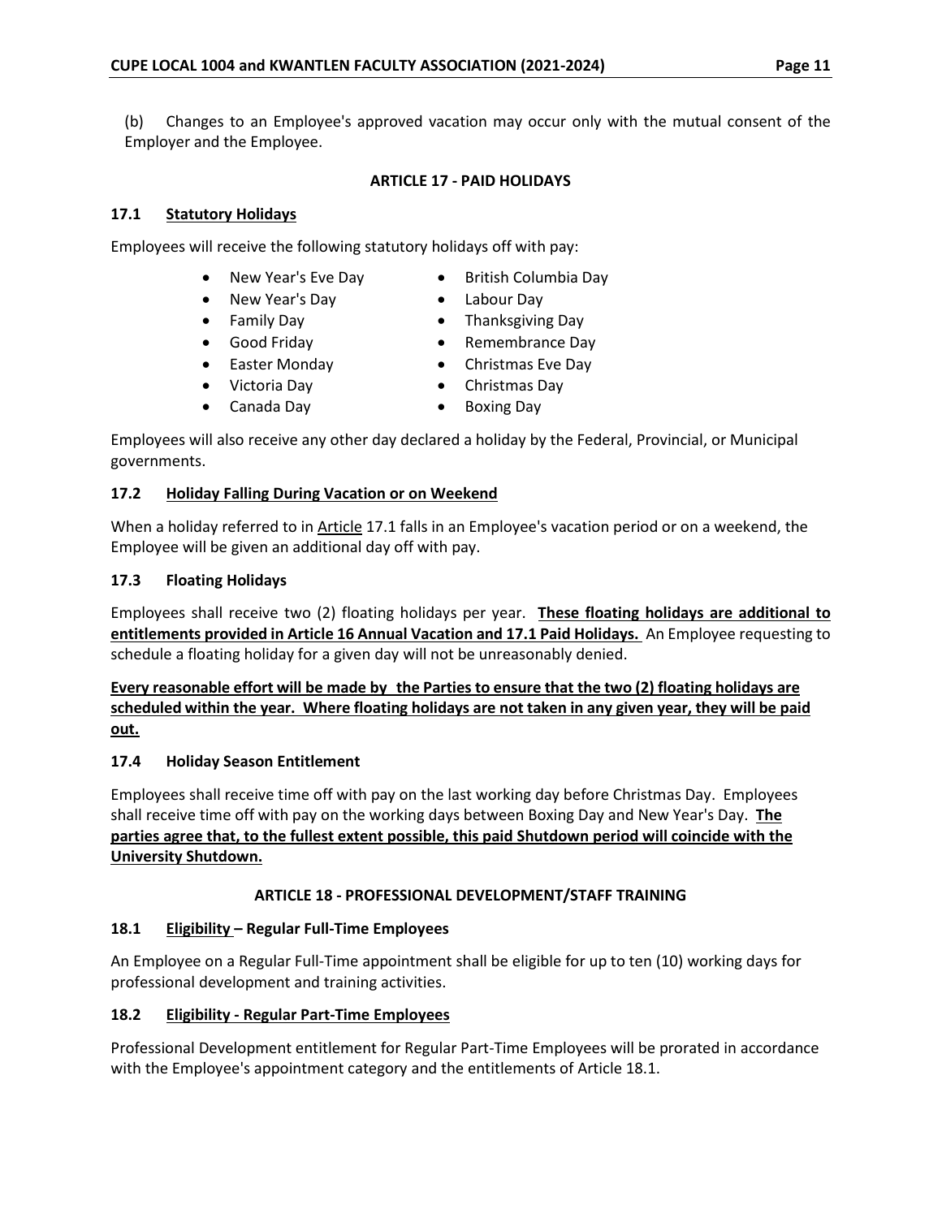(b) Changes to an Employee's approved vacation may occur only with the mutual consent of the Employer and the Employee.

## ARTICLE 17 - PAID HOLIDAYS

### 17.1 Statutory Holidays

Employees will receive the following statutory holidays off with pay:

- New Year's Eve Day
- New Year's Day
- Family Day
- Good Friday
- Easter Monday
- Victoria Day
- Canada Day
- British Columbia Day
- Labour Day
- Thanksgiving Day
- Remembrance Day
- Christmas Eve Day
- Christmas Day
- Boxing Day

Employees will also receive any other day declared a holiday by the Federal, Provincial, or Municipal governments.

### 17.2 Holiday Falling During Vacation or on Weekend

When a holiday referred to in Article 17.1 falls in an Employee's vacation period or on a weekend, the Employee will be given an additional day off with pay.

### 17.3 Floating Holidays

Employees shall receive two (2) floating holidays per year. **These floating holidays are additional to entitlements provided in Article 16 Annual Vacation and 17.1 Paid Holidays.** An Employee requesting to schedule a floating holiday for a given day will not be unreasonably denied.

**Every reasonable effort will be made by the Parties to ensure that the two (2) floating holidays are scheduled within the year. Where floating holidays are not taken in any given year, they will be paid out.**

### 17.4 Holiday Season Entitlement

Employees shall receive time off with pay on the last working day before Christmas Day. Employees shall receive time off with pay on the working days between Boxing Day and New Year's Day. **The parties agree that, to the fullest extent possible, this paid Shutdown period will coincide with the University Shutdown.**

## ARTICLE 18 - PROFESSIONAL DEVELOPMENT/STAFF TRAINING

### 18.1 Eligibility – Regular Full-Time Employees

An Employee on a Regular Full-Time appointment shall be eligible for up to ten (10) working days for professional development and training activities.

### 18.2 Eligibility - Regular Part-Time Employees

Professional Development entitlement for Regular Part-Time Employees will be prorated in accordance with the Employee's appointment category and the entitlements of Article 18.1.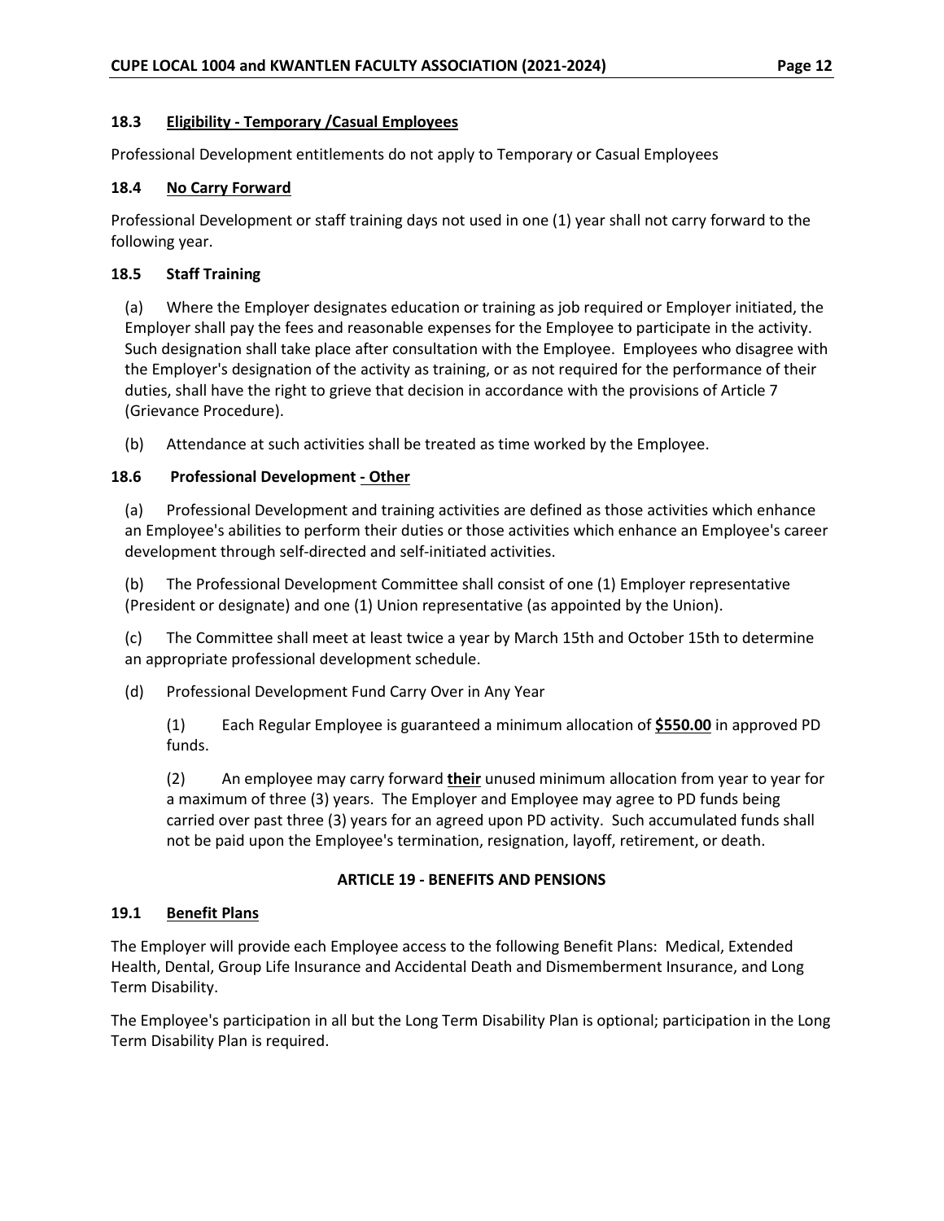### 18.3 Eligibility - Temporary /Casual Employees

Professional Development entitlements do not apply to Temporary or Casual Employees

### 18.4 No Carry Forward

Professional Development or staff training days not used in one (1) year shall not carry forward to the following year.

### 18.5 Staff Training

(a) Where the Employer designates education or training as job required or Employer initiated, the Employer shall pay the fees and reasonable expenses for the Employee to participate in the activity. Such designation shall take place after consultation with the Employee. Employees who disagree with the Employer's designation of the activity as training, or as not required for the performance of their duties, shall have the right to grieve that decision in accordance with the provisions of Article 7 (Grievance Procedure).

(b) Attendance at such activities shall be treated as time worked by the Employee.

### 18.6 Professional Development - Other

(a) Professional Development and training activities are defined as those activities which enhance an Employee's abilities to perform their duties or those activities which enhance an Employee's career development through self-directed and self-initiated activities.

(b) The Professional Development Committee shall consist of one (1) Employer representative (President or designate) and one (1) Union representative (as appointed by the Union).

(c) The Committee shall meet at least twice a year by March 15th and October 15th to determine an appropriate professional development schedule.

(d) Professional Development Fund Carry Over in Any Year

(1) Each Regular Employee is guaranteed a minimum allocation of **$550.00** in approved PD funds.

(2) An employee may carry forward **their** unused minimum allocation from year to year for a maximum of three (3) years. The Employer and Employee may agree to PD funds being carried over past three (3) years for an agreed upon PD activity. Such accumulated funds shall not be paid upon the Employee's termination, resignation, layoff, retirement, or death.

## ARTICLE 19 - BENEFITS AND PENSIONS

### 19.1 Benefit Plans

The Employer will provide each Employee access to the following Benefit Plans: Medical, Extended Health, Dental, Group Life Insurance and Accidental Death and Dismemberment Insurance, and Long Term Disability.

The Employee's participation in all but the Long Term Disability Plan is optional; participation in the Long Term Disability Plan is required.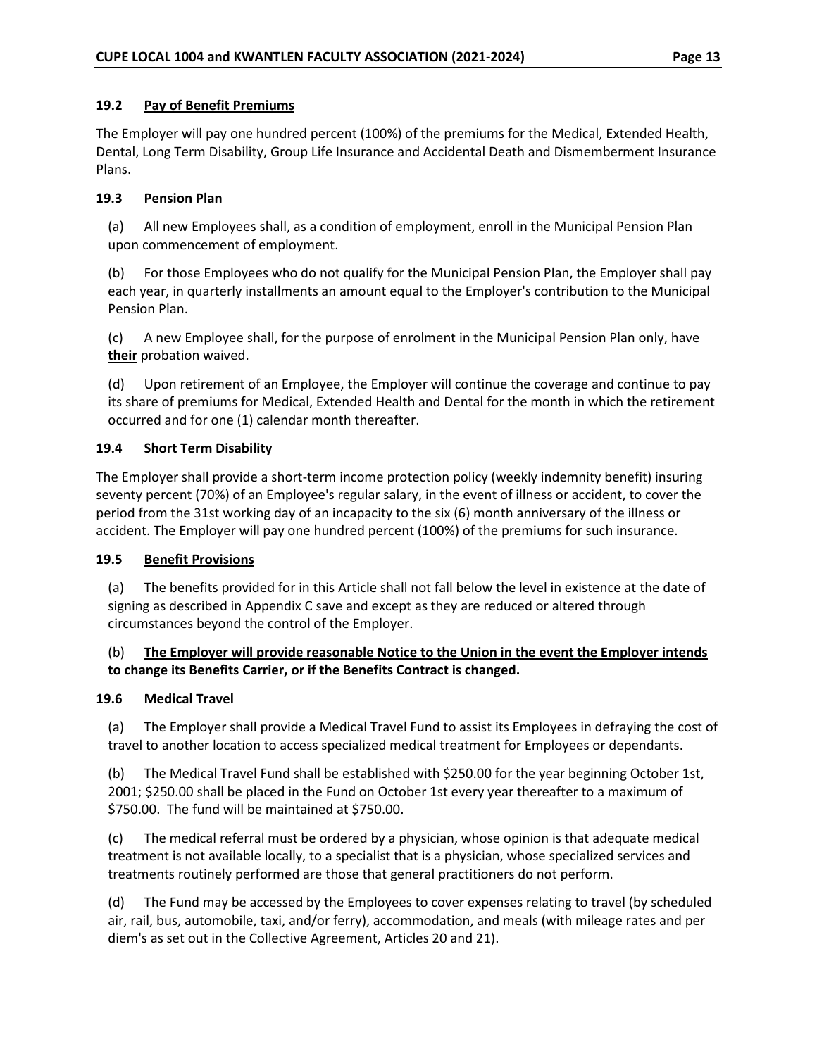### 19.2 <u>Pay of Benefit Premiums</u>

The Employer will pay one hundred percent (100%) of the premiums for the Medical, Extended Health, Dental, Long Term Disability, Group Life Insurance and Accidental Death and Dismemberment Insurance Plans.

### 19.3 Pension Plan

(a) All new Employees shall, as a condition of employment, enroll in the Municipal Pension Plan upon commencement of employment.

(b) For those Employees who do not qualify for the Municipal Pension Plan, the Employer shall pay each year, in quarterly installments an amount equal to the Employer's contribution to the Municipal Pension Plan.

(c) A new Employee shall, for the purpose of enrolment in the Municipal Pension Plan only, have **<u>their</u>** probation waived.

(d) Upon retirement of an Employee, the Employer will continue the coverage and continue to pay its share of premiums for Medical, Extended Health and Dental for the month in which the retirement occurred and for one (1) calendar month thereafter.

### 19.4 <u>Short Term Disability</u>

The Employer shall provide a short-term income protection policy (weekly indemnity benefit) insuring seventy percent (70%) of an Employee's regular salary, in the event of illness or accident, to cover the period from the 31st working day of an incapacity to the six (6) month anniversary of the illness or accident. The Employer will pay one hundred percent (100%) of the premiums for such insurance.

### 19.5 <u>Benefit Provisions</u>

(a) The benefits provided for in this Article shall not fall below the level in existence at the date of signing as described in Appendix C save and except as they are reduced or altered through circumstances beyond the control of the Employer.

(b) **<u>The Employer will provide reasonable Notice to the Union in the event the Employer intends to change its Benefits Carrier, or if the Benefits Contract is changed.</u>**

### 19.6 Medical Travel

(a) The Employer shall provide a Medical Travel Fund to assist its Employees in defraying the cost of travel to another location to access specialized medical treatment for Employees or dependants.

(b) The Medical Travel Fund shall be established with $250.00 for the year beginning October 1st, 2001; $250.00 shall be placed in the Fund on October 1st every year thereafter to a maximum of $750.00. The fund will be maintained at $750.00.

(c) The medical referral must be ordered by a physician, whose opinion is that adequate medical treatment is not available locally, to a specialist that is a physician, whose specialized services and treatments routinely performed are those that general practitioners do not perform.

(d) The Fund may be accessed by the Employees to cover expenses relating to travel (by scheduled air, rail, bus, automobile, taxi, and/or ferry), accommodation, and meals (with mileage rates and per diem's as set out in the Collective Agreement, Articles 20 and 21).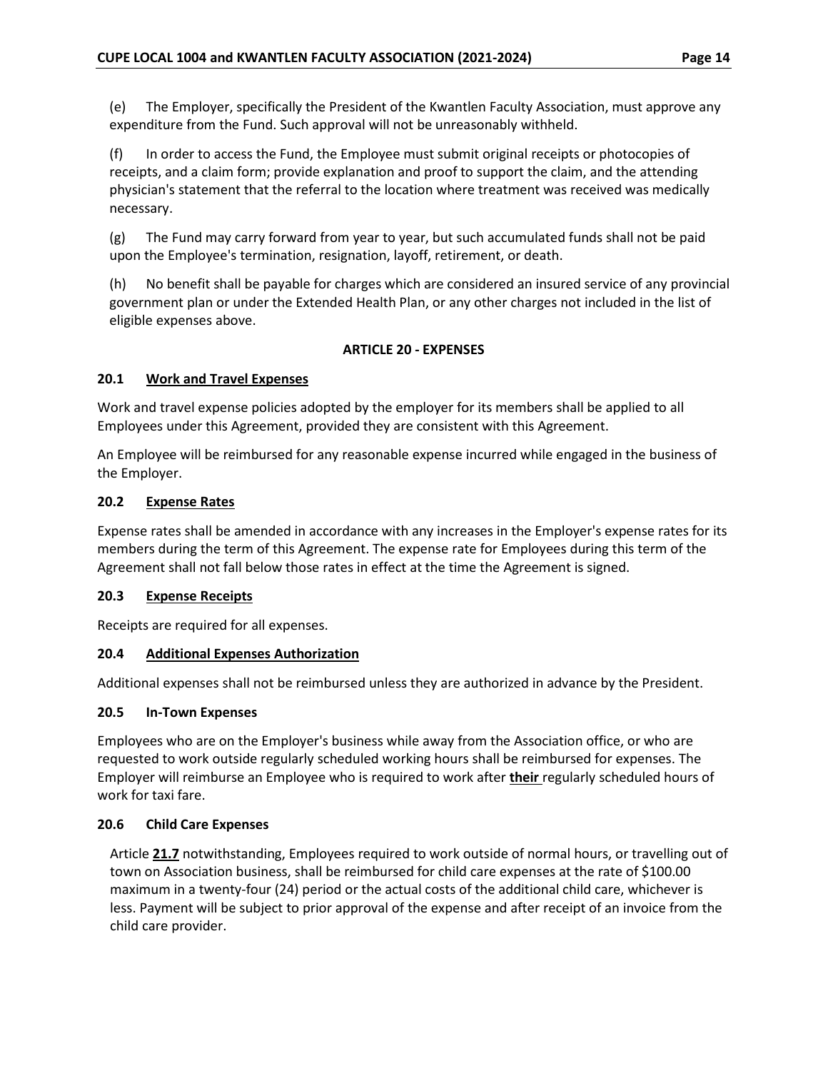(e) The Employer, specifically the President of the Kwantlen Faculty Association, must approve any expenditure from the Fund. Such approval will not be unreasonably withheld.

(f) In order to access the Fund, the Employee must submit original receipts or photocopies of receipts, and a claim form; provide explanation and proof to support the claim, and the attending physician's statement that the referral to the location where treatment was received was medically necessary.

(g) The Fund may carry forward from year to year, but such accumulated funds shall not be paid upon the Employee's termination, resignation, layoff, retirement, or death.

(h) No benefit shall be payable for charges which are considered an insured service of any provincial government plan or under the Extended Health Plan, or any other charges not included in the list of eligible expenses above.

## ARTICLE 20 - EXPENSES

### 20.1 Work and Travel Expenses

Work and travel expense policies adopted by the employer for its members shall be applied to all Employees under this Agreement, provided they are consistent with this Agreement.

An Employee will be reimbursed for any reasonable expense incurred while engaged in the business of the Employer.

### 20.2 Expense Rates

Expense rates shall be amended in accordance with any increases in the Employer's expense rates for its members during the term of this Agreement. The expense rate for Employees during this term of the Agreement shall not fall below those rates in effect at the time the Agreement is signed.

### 20.3 Expense Receipts

Receipts are required for all expenses.

### 20.4 Additional Expenses Authorization

Additional expenses shall not be reimbursed unless they are authorized in advance by the President.

### 20.5 In-Town Expenses

Employees who are on the Employer's business while away from the Association office, or who are requested to work outside regularly scheduled working hours shall be reimbursed for expenses. The Employer will reimburse an Employee who is required to work after **their** regularly scheduled hours of work for taxi fare.

### 20.6 Child Care Expenses

Article **21.7** notwithstanding, Employees required to work outside of normal hours, or travelling out of town on Association business, shall be reimbursed for child care expenses at the rate of $100.00 maximum in a twenty-four (24) period or the actual costs of the additional child care, whichever is less. Payment will be subject to prior approval of the expense and after receipt of an invoice from the child care provider.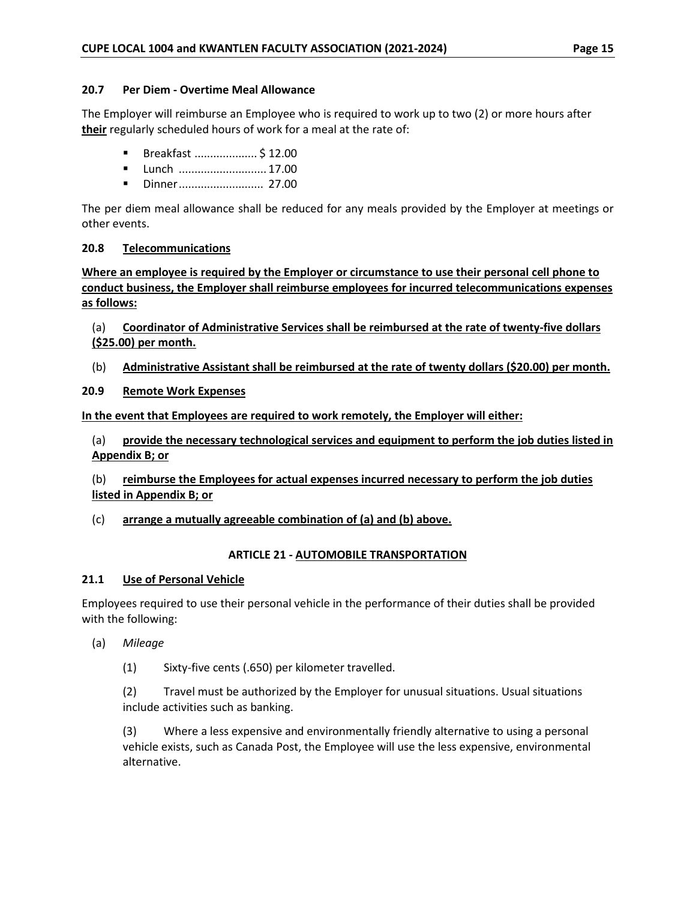### 20.7 Per Diem - Overtime Meal Allowance

The Employer will reimburse an Employee who is required to work up to two (2) or more hours after **their** regularly scheduled hours of work for a meal at the rate of:

- Breakfast .................... $ 12.00
- Lunch ............................ 17.00
- Dinner ........................... 27.00

The per diem meal allowance shall be reduced for any meals provided by the Employer at meetings or other events.

### 20.8 Telecommunications

**Where an employee is required by the Employer or circumstance to use their personal cell phone to conduct business, the Employer shall reimburse employees for incurred telecommunications expenses as follows:**

(a) **Coordinator of Administrative Services shall be reimbursed at the rate of twenty-five dollars ($25.00) per month.**

(b) **Administrative Assistant shall be reimbursed at the rate of twenty dollars ($20.00) per month.**

### 20.9 Remote Work Expenses

**In the event that Employees are required to work remotely, the Employer will either:**

(a) **provide the necessary technological services and equipment to perform the job duties listed in Appendix B; or**

(b) **reimburse the Employees for actual expenses incurred necessary to perform the job duties listed in Appendix B; or**

(c) **arrange a mutually agreeable combination of (a) and (b) above.**

## ARTICLE 21 - AUTOMOBILE TRANSPORTATION

### 21.1 Use of Personal Vehicle

Employees required to use their personal vehicle in the performance of their duties shall be provided with the following:

(a) *Mileage*

(1) Sixty-five cents (.650) per kilometer travelled.

(2) Travel must be authorized by the Employer for unusual situations. Usual situations include activities such as banking.

(3) Where a less expensive and environmentally friendly alternative to using a personal vehicle exists, such as Canada Post, the Employee will use the less expensive, environmental alternative.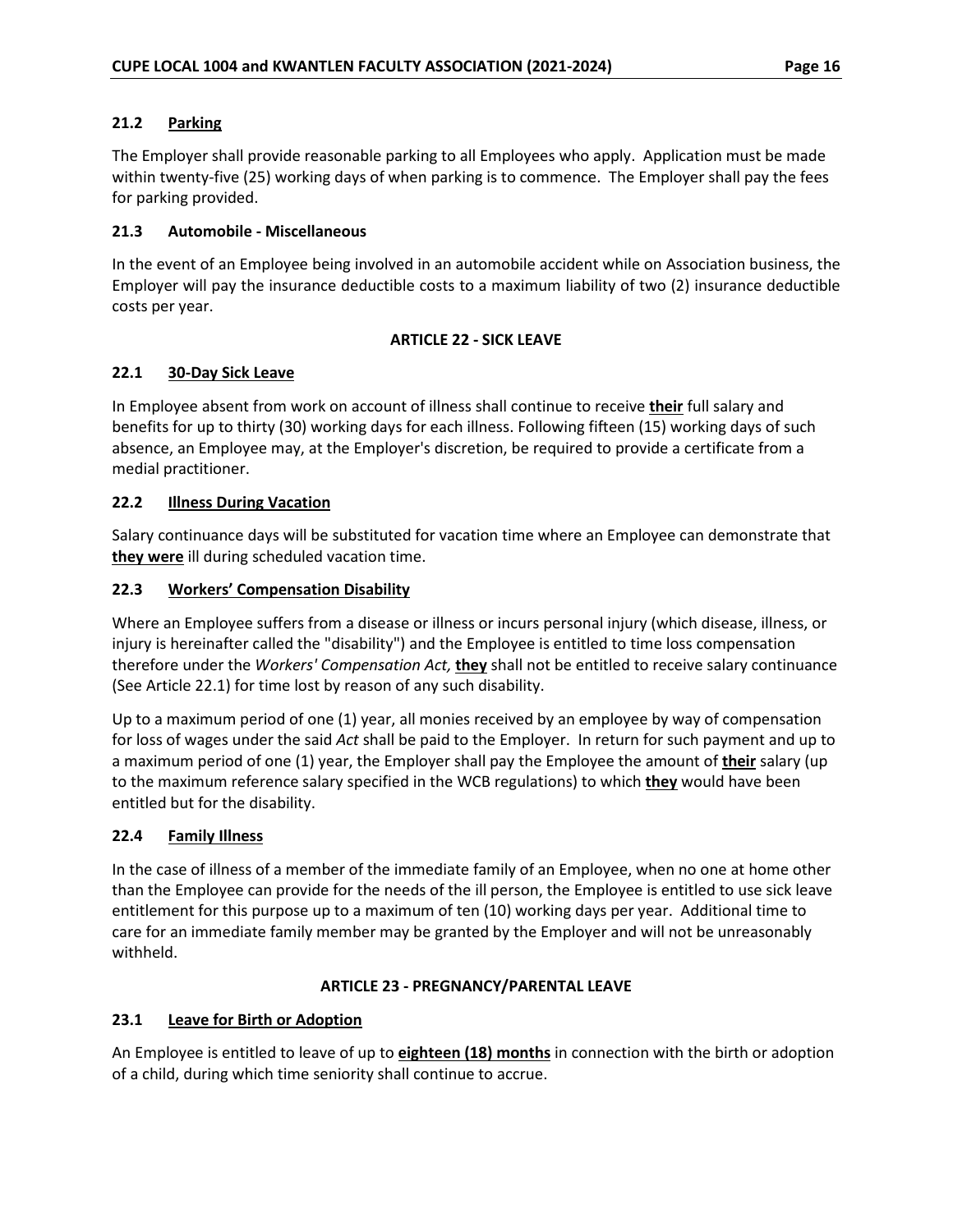### 21.2 <u>Parking</u>

The Employer shall provide reasonable parking to all Employees who apply. Application must be made within twenty-five (25) working days of when parking is to commence. The Employer shall pay the fees for parking provided.

### 21.3 Automobile - Miscellaneous

In the event of an Employee being involved in an automobile accident while on Association business, the Employer will pay the insurance deductible costs to a maximum liability of two (2) insurance deductible costs per year.

## ARTICLE 22 - SICK LEAVE

### 22.1 <u>30-Day Sick Leave</u>

In Employee absent from work on account of illness shall continue to receive **<u>their</u>** full salary and benefits for up to thirty (30) working days for each illness. Following fifteen (15) working days of such absence, an Employee may, at the Employer's discretion, be required to provide a certificate from a medial practitioner.

### 22.2 <u>Illness During Vacation</u>

Salary continuance days will be substituted for vacation time where an Employee can demonstrate that **<u>they were</u>** ill during scheduled vacation time.

### 22.3 <u>Workers' Compensation Disability</u>

Where an Employee suffers from a disease or illness or incurs personal injury (which disease, illness, or injury is hereinafter called the "disability") and the Employee is entitled to time loss compensation therefore under the *Workers' Compensation Act,* **<u>they</u>** shall not be entitled to receive salary continuance (See Article 22.1) for time lost by reason of any such disability.

Up to a maximum period of one (1) year, all monies received by an employee by way of compensation for loss of wages under the said *Act* shall be paid to the Employer. In return for such payment and up to a maximum period of one (1) year, the Employer shall pay the Employee the amount of **<u>their</u>** salary (up to the maximum reference salary specified in the WCB regulations) to which **<u>they</u>** would have been entitled but for the disability.

### 22.4 <u>Family Illness</u>

In the case of illness of a member of the immediate family of an Employee, when no one at home other than the Employee can provide for the needs of the ill person, the Employee is entitled to use sick leave entitlement for this purpose up to a maximum of ten (10) working days per year. Additional time to care for an immediate family member may be granted by the Employer and will not be unreasonably withheld.

## ARTICLE 23 - PREGNANCY/PARENTAL LEAVE

### 23.1 <u>Leave for Birth or Adoption</u>

An Employee is entitled to leave of up to **<u>eighteen (18) months</u>** in connection with the birth or adoption of a child, during which time seniority shall continue to accrue.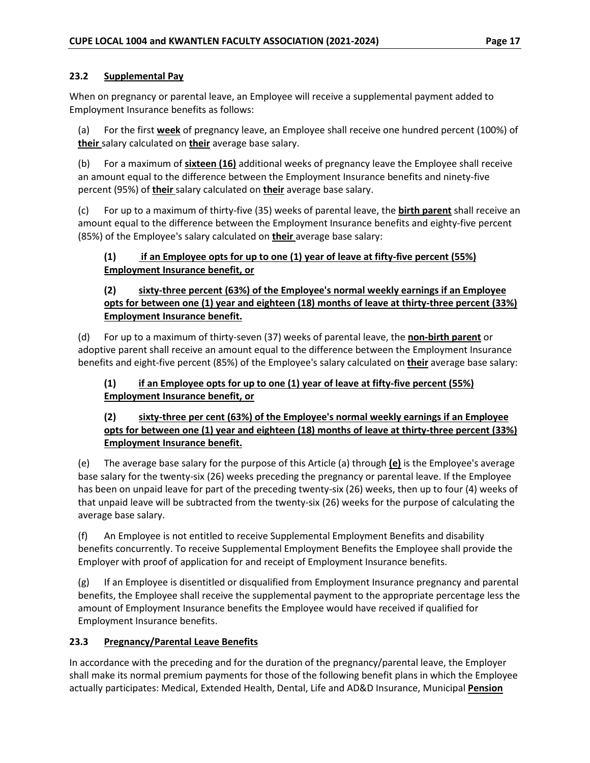### 23.2 Supplemental Pay

When on pregnancy or parental leave, an Employee will receive a supplemental payment added to Employment Insurance benefits as follows:

(a) For the first **week** of pregnancy leave, an Employee shall receive one hundred percent (100%) of **their** salary calculated on **their** average base salary.

(b) For a maximum of **sixteen (16)** additional weeks of pregnancy leave the Employee shall receive an amount equal to the difference between the Employment Insurance benefits and ninety-five percent (95%) of **their** salary calculated on **their** average base salary.

(c) For up to a maximum of thirty-five (35) weeks of parental leave, the **birth parent** shall receive an amount equal to the difference between the Employment Insurance benefits and eighty-five percent (85%) of the Employee's salary calculated on **their** average base salary:

> **(1) if an Employee opts for up to one (1) year of leave at fifty-five percent (55%) Employment Insurance benefit, or**
>
> **(2) sixty-three percent (63%) of the Employee's normal weekly earnings if an Employee opts for between one (1) year and eighteen (18) months of leave at thirty-three percent (33%) Employment Insurance benefit.**

(d) For up to a maximum of thirty-seven (37) weeks of parental leave, the **non-birth parent** or adoptive parent shall receive an amount equal to the difference between the Employment Insurance benefits and eight-five percent (85%) of the Employee's salary calculated on **their** average base salary:

> **(1) if an Employee opts for up to one (1) year of leave at fifty-five percent (55%) Employment Insurance benefit, or**
>
> **(2) sixty-three per cent (63%) of the Employee's normal weekly earnings if an Employee opts for between one (1) year and eighteen (18) months of leave at thirty-three percent (33%) Employment Insurance benefit.**

(e) The average base salary for the purpose of this Article (a) through **(e)** is the Employee's average base salary for the twenty-six (26) weeks preceding the pregnancy or parental leave. If the Employee has been on unpaid leave for part of the preceding twenty-six (26) weeks, then up to four (4) weeks of that unpaid leave will be subtracted from the twenty-six (26) weeks for the purpose of calculating the average base salary.

(f) An Employee is not entitled to receive Supplemental Employment Benefits and disability benefits concurrently. To receive Supplemental Employment Benefits the Employee shall provide the Employer with proof of application for and receipt of Employment Insurance benefits.

(g) If an Employee is disentitled or disqualified from Employment Insurance pregnancy and parental benefits, the Employee shall receive the supplemental payment to the appropriate percentage less the amount of Employment Insurance benefits the Employee would have received if qualified for Employment Insurance benefits.

### 23.3 Pregnancy/Parental Leave Benefits

In accordance with the preceding and for the duration of the pregnancy/parental leave, the Employer shall make its normal premium payments for those of the following benefit plans in which the Employee actually participates: Medical, Extended Health, Dental, Life and AD&D Insurance, Municipal **Pension**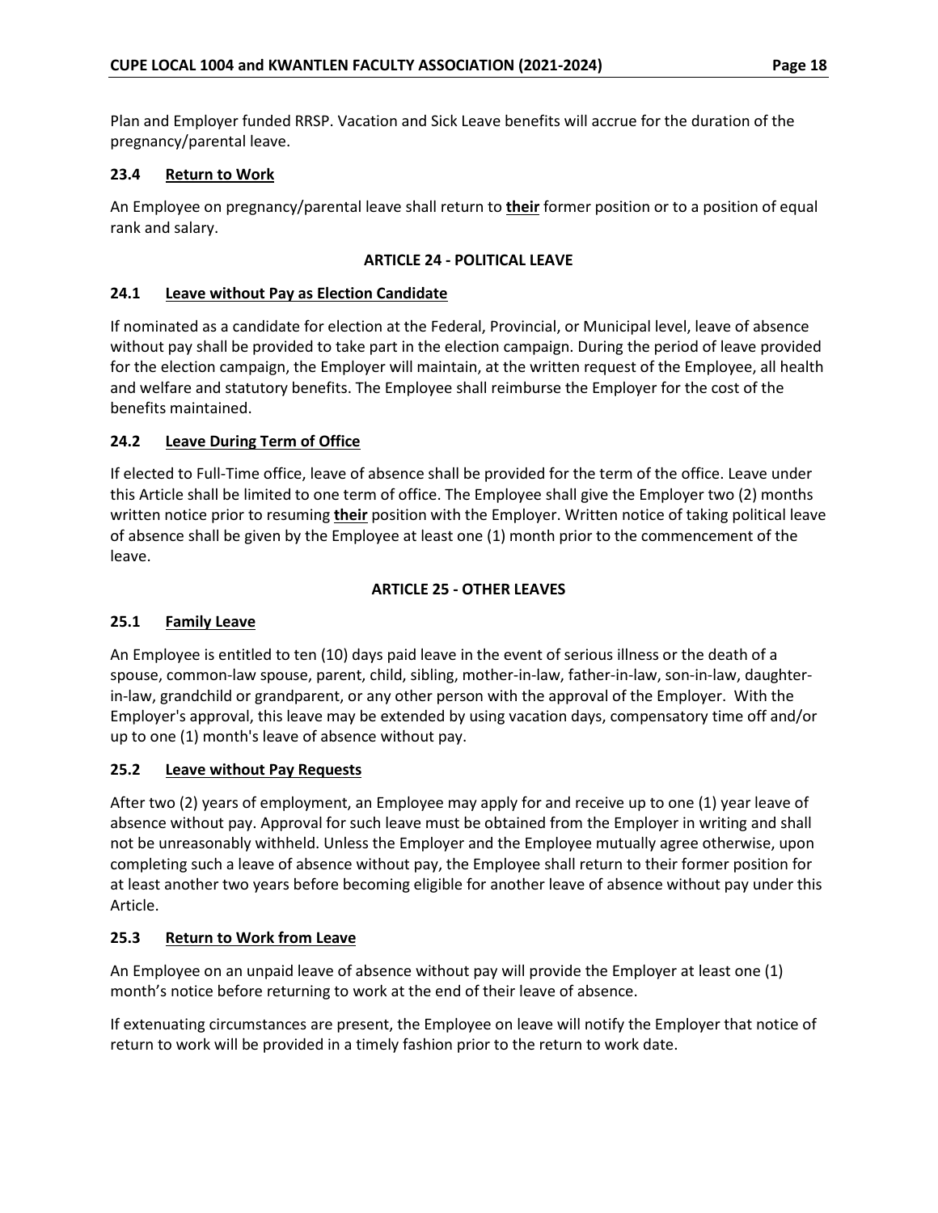Plan and Employer funded RRSP. Vacation and Sick Leave benefits will accrue for the duration of the pregnancy/parental leave.

### 23.4 Return to Work

An Employee on pregnancy/parental leave shall return to **their** former position or to a position of equal rank and salary.

## ARTICLE 24 - POLITICAL LEAVE

### 24.1 Leave without Pay as Election Candidate

If nominated as a candidate for election at the Federal, Provincial, or Municipal level, leave of absence without pay shall be provided to take part in the election campaign. During the period of leave provided for the election campaign, the Employer will maintain, at the written request of the Employee, all health and welfare and statutory benefits. The Employee shall reimburse the Employer for the cost of the benefits maintained.

### 24.2 Leave During Term of Office

If elected to Full-Time office, leave of absence shall be provided for the term of the office. Leave under this Article shall be limited to one term of office. The Employee shall give the Employer two (2) months written notice prior to resuming **their** position with the Employer. Written notice of taking political leave of absence shall be given by the Employee at least one (1) month prior to the commencement of the leave.

## ARTICLE 25 - OTHER LEAVES

### 25.1 Family Leave

An Employee is entitled to ten (10) days paid leave in the event of serious illness or the death of a spouse, common-law spouse, parent, child, sibling, mother-in-law, father-in-law, son-in-law, daughter-in-law, grandchild or grandparent, or any other person with the approval of the Employer. With the Employer's approval, this leave may be extended by using vacation days, compensatory time off and/or up to one (1) month's leave of absence without pay.

### 25.2 Leave without Pay Requests

After two (2) years of employment, an Employee may apply for and receive up to one (1) year leave of absence without pay. Approval for such leave must be obtained from the Employer in writing and shall not be unreasonably withheld. Unless the Employer and the Employee mutually agree otherwise, upon completing such a leave of absence without pay, the Employee shall return to their former position for at least another two years before becoming eligible for another leave of absence without pay under this Article.

### 25.3 Return to Work from Leave

An Employee on an unpaid leave of absence without pay will provide the Employer at least one (1) month's notice before returning to work at the end of their leave of absence.

If extenuating circumstances are present, the Employee on leave will notify the Employer that notice of return to work will be provided in a timely fashion prior to the return to work date.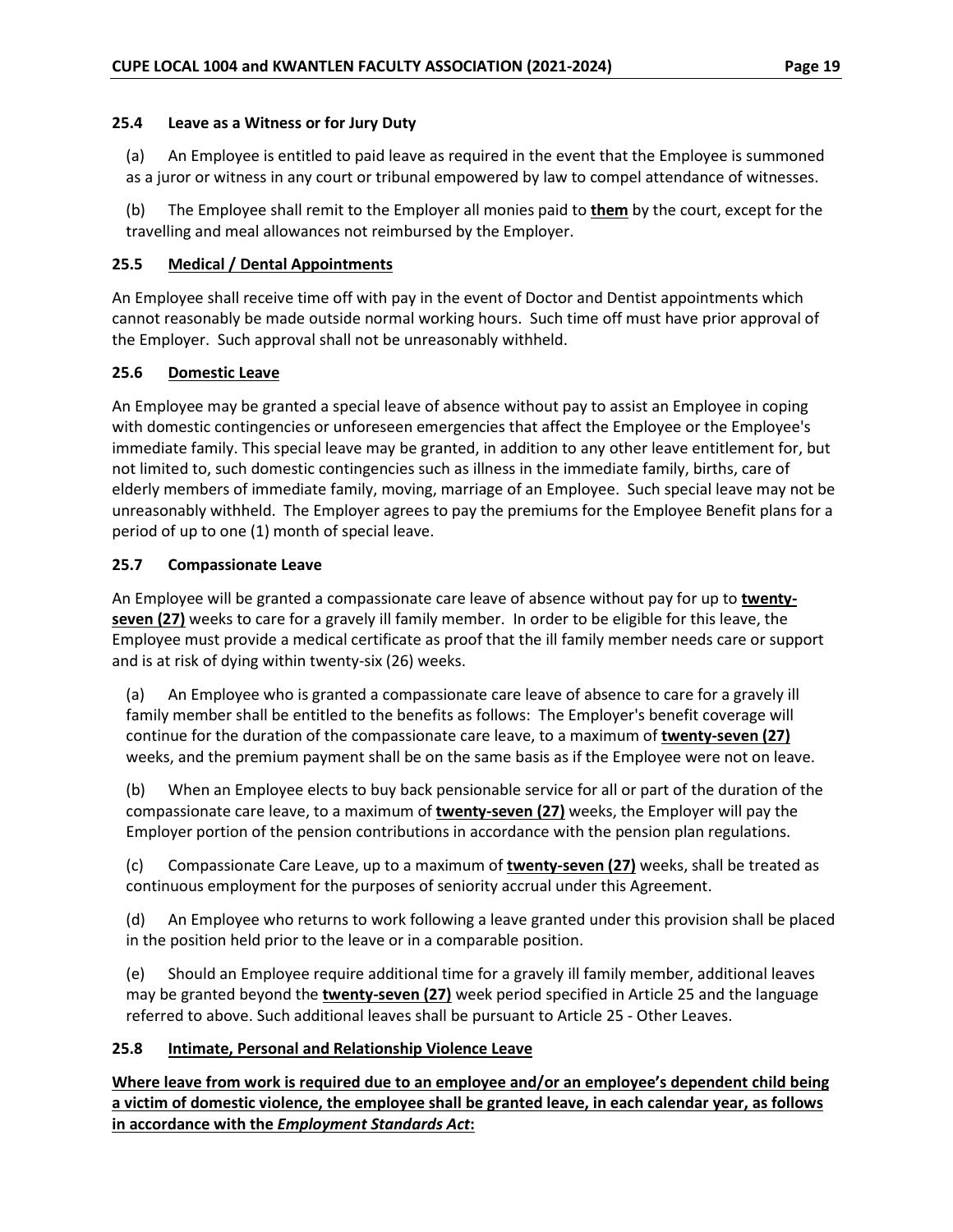### 25.4 Leave as a Witness or for Jury Duty

(a) An Employee is entitled to paid leave as required in the event that the Employee is summoned as a juror or witness in any court or tribunal empowered by law to compel attendance of witnesses.

(b) The Employee shall remit to the Employer all monies paid to **them** by the court, except for the travelling and meal allowances not reimbursed by the Employer.

### 25.5 Medical / Dental Appointments

An Employee shall receive time off with pay in the event of Doctor and Dentist appointments which cannot reasonably be made outside normal working hours. Such time off must have prior approval of the Employer. Such approval shall not be unreasonably withheld.

### 25.6 Domestic Leave

An Employee may be granted a special leave of absence without pay to assist an Employee in coping with domestic contingencies or unforeseen emergencies that affect the Employee or the Employee's immediate family. This special leave may be granted, in addition to any other leave entitlement for, but not limited to, such domestic contingencies such as illness in the immediate family, births, care of elderly members of immediate family, moving, marriage of an Employee. Such special leave may not be unreasonably withheld. The Employer agrees to pay the premiums for the Employee Benefit plans for a period of up to one (1) month of special leave.

### 25.7 Compassionate Leave

An Employee will be granted a compassionate care leave of absence without pay for up to **twenty-seven (27)** weeks to care for a gravely ill family member. In order to be eligible for this leave, the Employee must provide a medical certificate as proof that the ill family member needs care or support and is at risk of dying within twenty-six (26) weeks.

(a) An Employee who is granted a compassionate care leave of absence to care for a gravely ill family member shall be entitled to the benefits as follows: The Employer's benefit coverage will continue for the duration of the compassionate care leave, to a maximum of **twenty-seven (27)** weeks, and the premium payment shall be on the same basis as if the Employee were not on leave.

(b) When an Employee elects to buy back pensionable service for all or part of the duration of the compassionate care leave, to a maximum of **twenty-seven (27)** weeks, the Employer will pay the Employer portion of the pension contributions in accordance with the pension plan regulations.

(c) Compassionate Care Leave, up to a maximum of **twenty-seven (27)** weeks, shall be treated as continuous employment for the purposes of seniority accrual under this Agreement.

(d) An Employee who returns to work following a leave granted under this provision shall be placed in the position held prior to the leave or in a comparable position.

(e) Should an Employee require additional time for a gravely ill family member, additional leaves may be granted beyond the **twenty-seven (27)** week period specified in Article 25 and the language referred to above. Such additional leaves shall be pursuant to Article 25 - Other Leaves.

### 25.8 Intimate, Personal and Relationship Violence Leave

**Where leave from work is required due to an employee and/or an employee's dependent child being a victim of domestic violence, the employee shall be granted leave, in each calendar year, as follows in accordance with the *Employment Standards Act*:**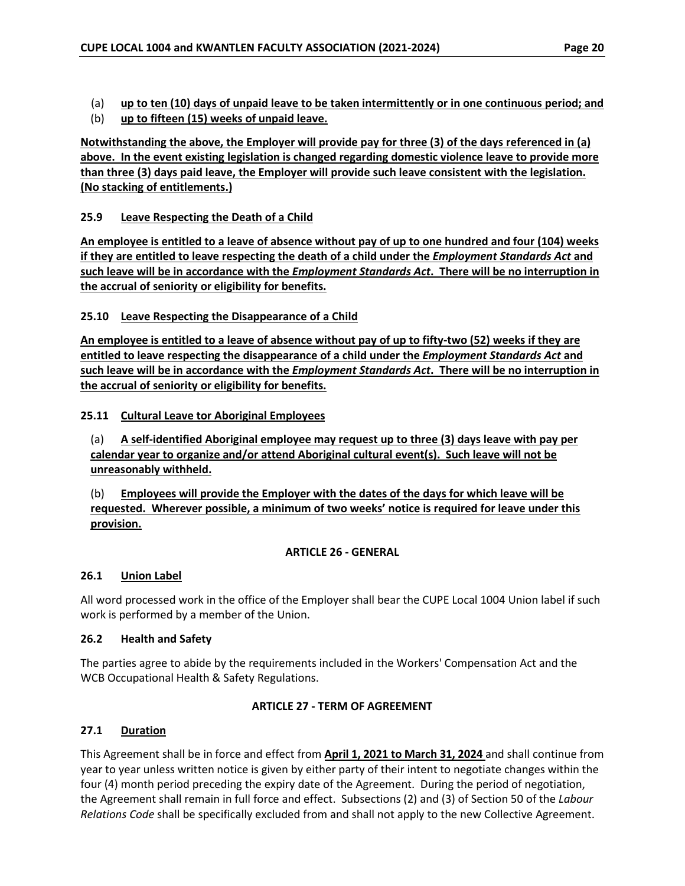(a) **up to ten (10) days of unpaid leave to be taken intermittently or in one continuous period; and**

(b) **up to fifteen (15) weeks of unpaid leave.**

**Notwithstanding the above, the Employer will provide pay for three (3) of the days referenced in (a) above. In the event existing legislation is changed regarding domestic violence leave to provide more than three (3) days paid leave, the Employer will provide such leave consistent with the legislation. (No stacking of entitlements.)**

### 25.9 Leave Respecting the Death of a Child

**An employee is entitled to a leave of absence without pay of up to one hundred and four (104) weeks if they are entitled to leave respecting the death of a child under the *Employment Standards Act* and such leave will be in accordance with the *Employment Standards Act*. There will be no interruption in the accrual of seniority or eligibility for benefits.**

### 25.10 Leave Respecting the Disappearance of a Child

**An employee is entitled to a leave of absence without pay of up to fifty-two (52) weeks if they are entitled to leave respecting the disappearance of a child under the *Employment Standards Act* and such leave will be in accordance with the *Employment Standards Act*. There will be no interruption in the accrual of seniority or eligibility for benefits.**

### 25.11 Cultural Leave tor Aboriginal Employees

(a) **A self-identified Aboriginal employee may request up to three (3) days leave with pay per calendar year to organize and/or attend Aboriginal cultural event(s). Such leave will not be unreasonably withheld.**

(b) **Employees will provide the Employer with the dates of the days for which leave will be requested. Wherever possible, a minimum of two weeks' notice is required for leave under this provision.**

## ARTICLE 26 - GENERAL

### 26.1 Union Label

All word processed work in the office of the Employer shall bear the CUPE Local 1004 Union label if such work is performed by a member of the Union.

### 26.2 Health and Safety

The parties agree to abide by the requirements included in the Workers' Compensation Act and the WCB Occupational Health & Safety Regulations.

## ARTICLE 27 - TERM OF AGREEMENT

### 27.1 Duration

This Agreement shall be in force and effect from **April 1, 2021 to March 31, 2024** and shall continue from year to year unless written notice is given by either party of their intent to negotiate changes within the four (4) month period preceding the expiry date of the Agreement. During the period of negotiation, the Agreement shall remain in full force and effect. Subsections (2) and (3) of Section 50 of the *Labour Relations Code* shall be specifically excluded from and shall not apply to the new Collective Agreement.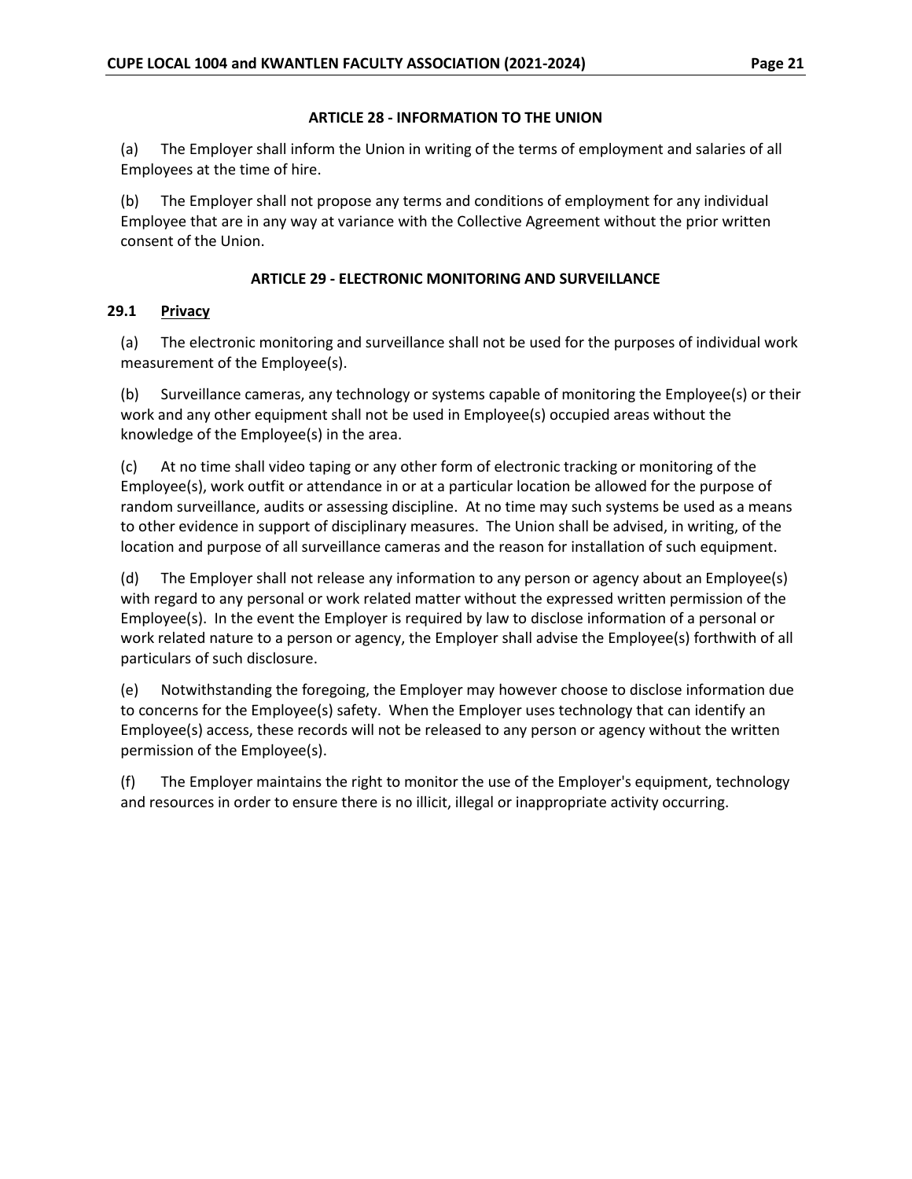## ARTICLE 28 - INFORMATION TO THE UNION

(a) The Employer shall inform the Union in writing of the terms of employment and salaries of all Employees at the time of hire.

(b) The Employer shall not propose any terms and conditions of employment for any individual Employee that are in any way at variance with the Collective Agreement without the prior written consent of the Union.

## ARTICLE 29 - ELECTRONIC MONITORING AND SURVEILLANCE

### 29.1 Privacy

(a) The electronic monitoring and surveillance shall not be used for the purposes of individual work measurement of the Employee(s).

(b) Surveillance cameras, any technology or systems capable of monitoring the Employee(s) or their work and any other equipment shall not be used in Employee(s) occupied areas without the knowledge of the Employee(s) in the area.

(c) At no time shall video taping or any other form of electronic tracking or monitoring of the Employee(s), work outfit or attendance in or at a particular location be allowed for the purpose of random surveillance, audits or assessing discipline. At no time may such systems be used as a means to other evidence in support of disciplinary measures. The Union shall be advised, in writing, of the location and purpose of all surveillance cameras and the reason for installation of such equipment.

(d) The Employer shall not release any information to any person or agency about an Employee(s) with regard to any personal or work related matter without the expressed written permission of the Employee(s). In the event the Employer is required by law to disclose information of a personal or work related nature to a person or agency, the Employer shall advise the Employee(s) forthwith of all particulars of such disclosure.

(e) Notwithstanding the foregoing, the Employer may however choose to disclose information due to concerns for the Employee(s) safety. When the Employer uses technology that can identify an Employee(s) access, these records will not be released to any person or agency without the written permission of the Employee(s).

(f) The Employer maintains the right to monitor the use of the Employer's equipment, technology and resources in order to ensure there is no illicit, illegal or inappropriate activity occurring.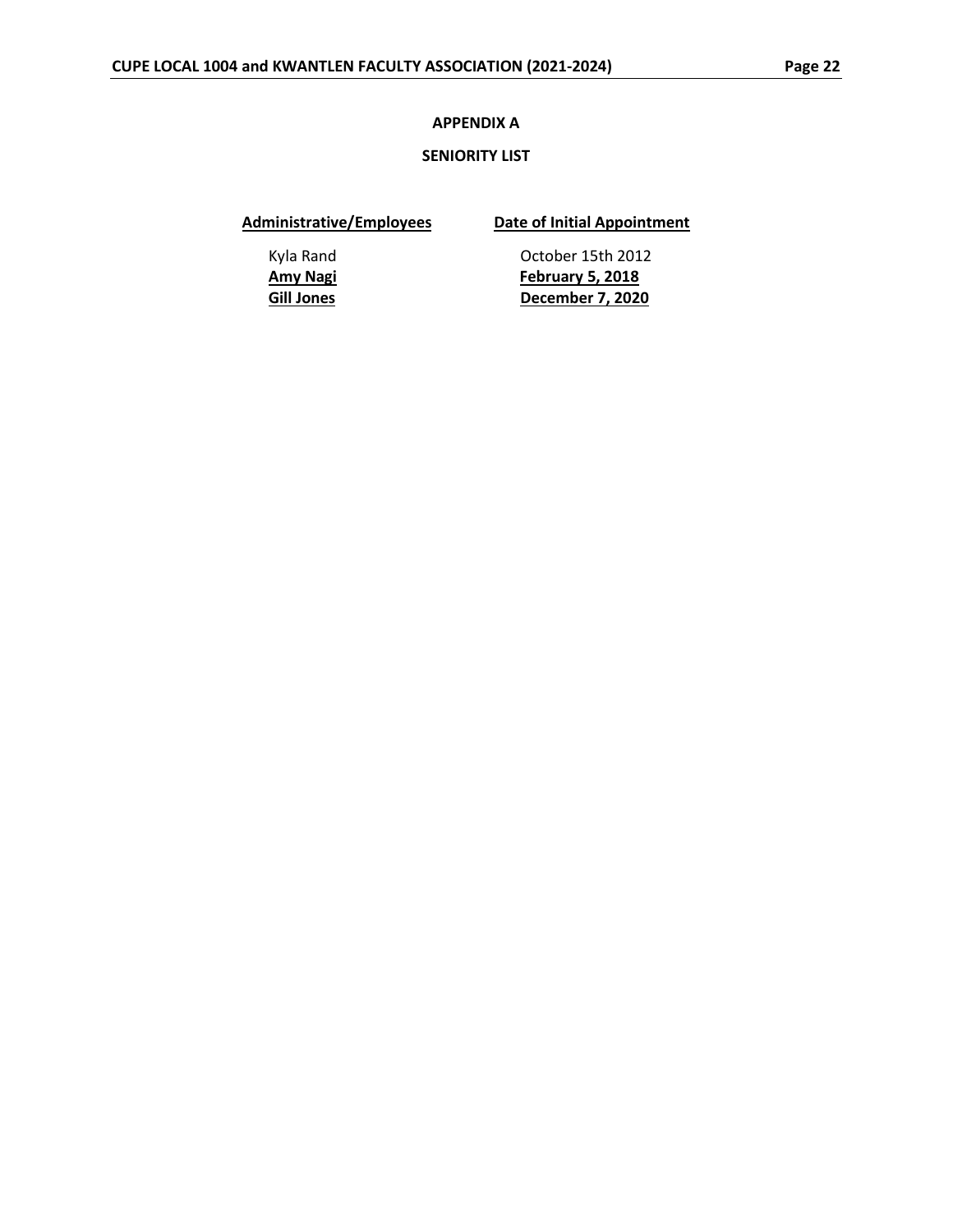## APPENDIX A

## SENIORITY LIST

| **Administrative/Employees** | **Date of Initial Appointment** |
|---|---|
| Kyla Rand | October 15th 2012 |
| **Amy Nagi** | **February 5, 2018** |
| **Gill Jones** | **December 7, 2020** |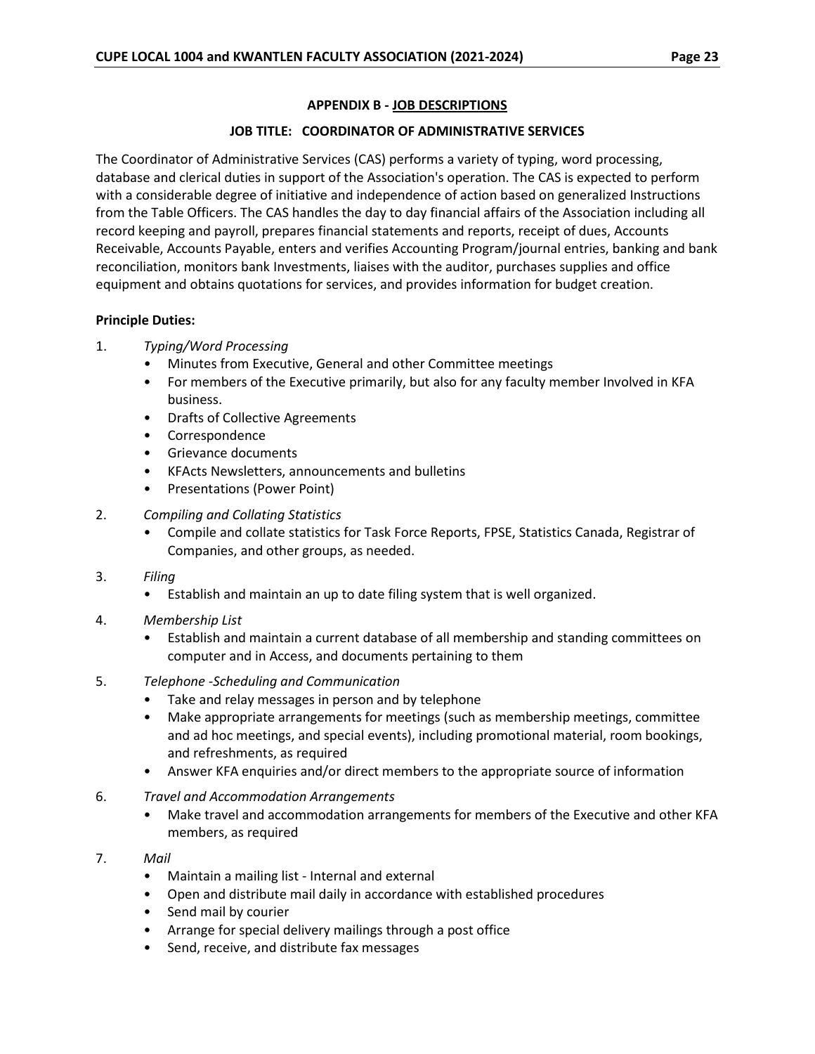## APPENDIX B - JOB DESCRIPTIONS

### JOB TITLE: COORDINATOR OF ADMINISTRATIVE SERVICES

The Coordinator of Administrative Services (CAS) performs a variety of typing, word processing, database and clerical duties in support of the Association's operation. The CAS is expected to perform with a considerable degree of initiative and independence of action based on generalized Instructions from the Table Officers. The CAS handles the day to day financial affairs of the Association including all record keeping and payroll, prepares financial statements and reports, receipt of dues, Accounts Receivable, Accounts Payable, enters and verifies Accounting Program/journal entries, banking and bank reconciliation, monitors bank Investments, liaises with the auditor, purchases supplies and office equipment and obtains quotations for services, and provides information for budget creation.

**Principle Duties:**

1. *Typing/Word Processing*
   - Minutes from Executive, General and other Committee meetings
   - For members of the Executive primarily, but also for any faculty member Involved in KFA business.
   - Drafts of Collective Agreements
   - Correspondence
   - Grievance documents
   - KFActs Newsletters, announcements and bulletins
   - Presentations (Power Point)

2. *Compiling and Collating Statistics*
   - Compile and collate statistics for Task Force Reports, FPSE, Statistics Canada, Registrar of Companies, and other groups, as needed.

3. *Filing*
   - Establish and maintain an up to date filing system that is well organized.

4. *Membership List*
   - Establish and maintain a current database of all membership and standing committees on computer and in Access, and documents pertaining to them

5. *Telephone -Scheduling and Communication*
   - Take and relay messages in person and by telephone
   - Make appropriate arrangements for meetings (such as membership meetings, committee and ad hoc meetings, and special events), including promotional material, room bookings, and refreshments, as required
   - Answer KFA enquiries and/or direct members to the appropriate source of information

6. *Travel and Accommodation Arrangements*
   - Make travel and accommodation arrangements for members of the Executive and other KFA members, as required

7. *Mail*
   - Maintain a mailing list - Internal and external
   - Open and distribute mail daily in accordance with established procedures
   - Send mail by courier
   - Arrange for special delivery mailings through a post office
   - Send, receive, and distribute fax messages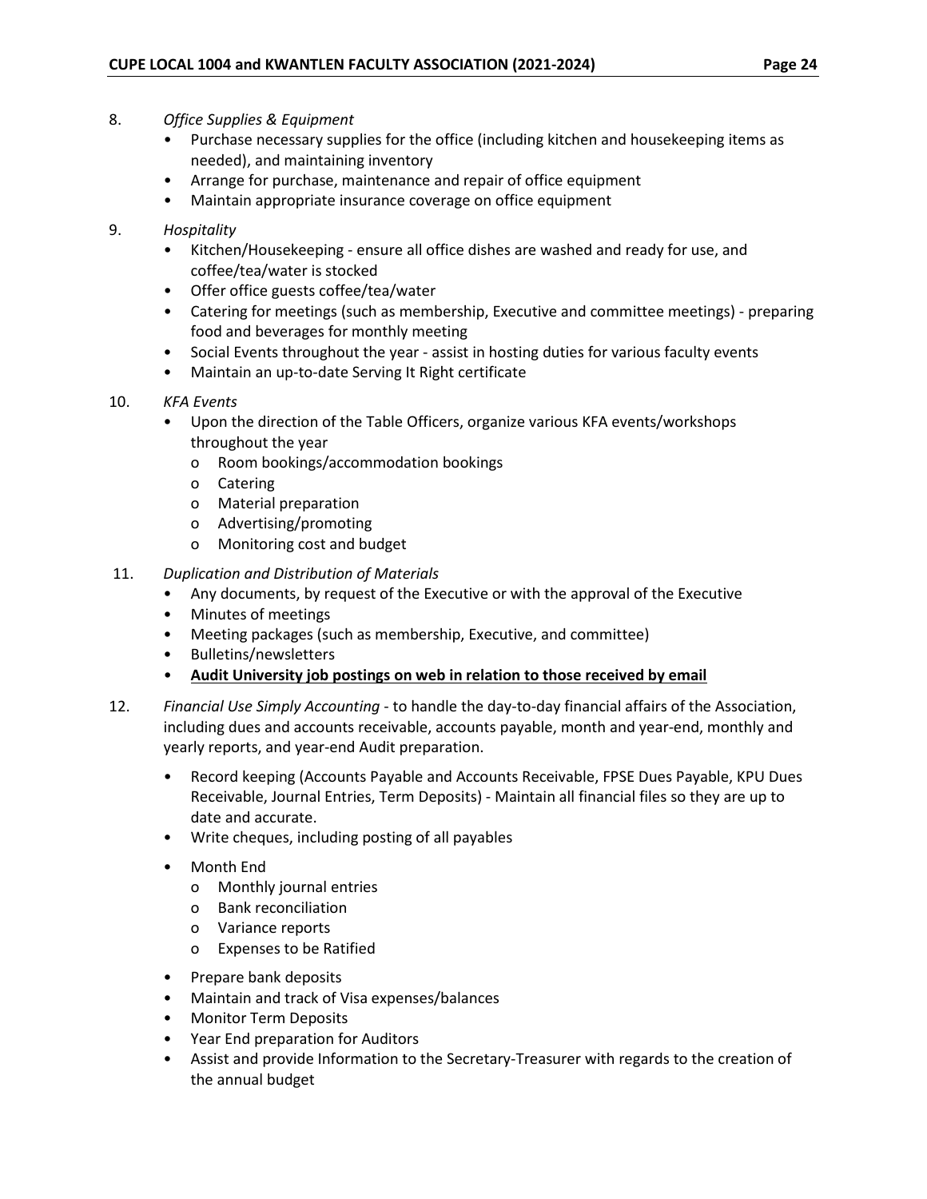8. *Office Supplies & Equipment*
   - Purchase necessary supplies for the office (including kitchen and housekeeping items as needed), and maintaining inventory
   - Arrange for purchase, maintenance and repair of office equipment
   - Maintain appropriate insurance coverage on office equipment

9. *Hospitality*
   - Kitchen/Housekeeping - ensure all office dishes are washed and ready for use, and coffee/tea/water is stocked
   - Offer office guests coffee/tea/water
   - Catering for meetings (such as membership, Executive and committee meetings) - preparing food and beverages for monthly meeting
   - Social Events throughout the year - assist in hosting duties for various faculty events
   - Maintain an up-to-date Serving It Right certificate

10. *KFA Events*
    - Upon the direction of the Table Officers, organize various KFA events/workshops throughout the year
      - Room bookings/accommodation bookings
      - Catering
      - Material preparation
      - Advertising/promoting
      - Monitoring cost and budget

11. *Duplication and Distribution of Materials*
    - Any documents, by request of the Executive or with the approval of the Executive
    - Minutes of meetings
    - Meeting packages (such as membership, Executive, and committee)
    - Bulletins/newsletters
    - <u>**Audit University job postings on web in relation to those received by email**</u>

12. *Financial Use Simply Accounting* - to handle the day-to-day financial affairs of the Association, including dues and accounts receivable, accounts payable, month and year-end, monthly and yearly reports, and year-end Audit preparation.

    - Record keeping (Accounts Payable and Accounts Receivable, FPSE Dues Payable, KPU Dues Receivable, Journal Entries, Term Deposits) - Maintain all financial files so they are up to date and accurate.
    - Write cheques, including posting of all payables
    - Month End
      - Monthly journal entries
      - Bank reconciliation
      - Variance reports
      - Expenses to be Ratified
    - Prepare bank deposits
    - Maintain and track of Visa expenses/balances
    - Monitor Term Deposits
    - Year End preparation for Auditors
    - Assist and provide Information to the Secretary-Treasurer with regards to the creation of the annual budget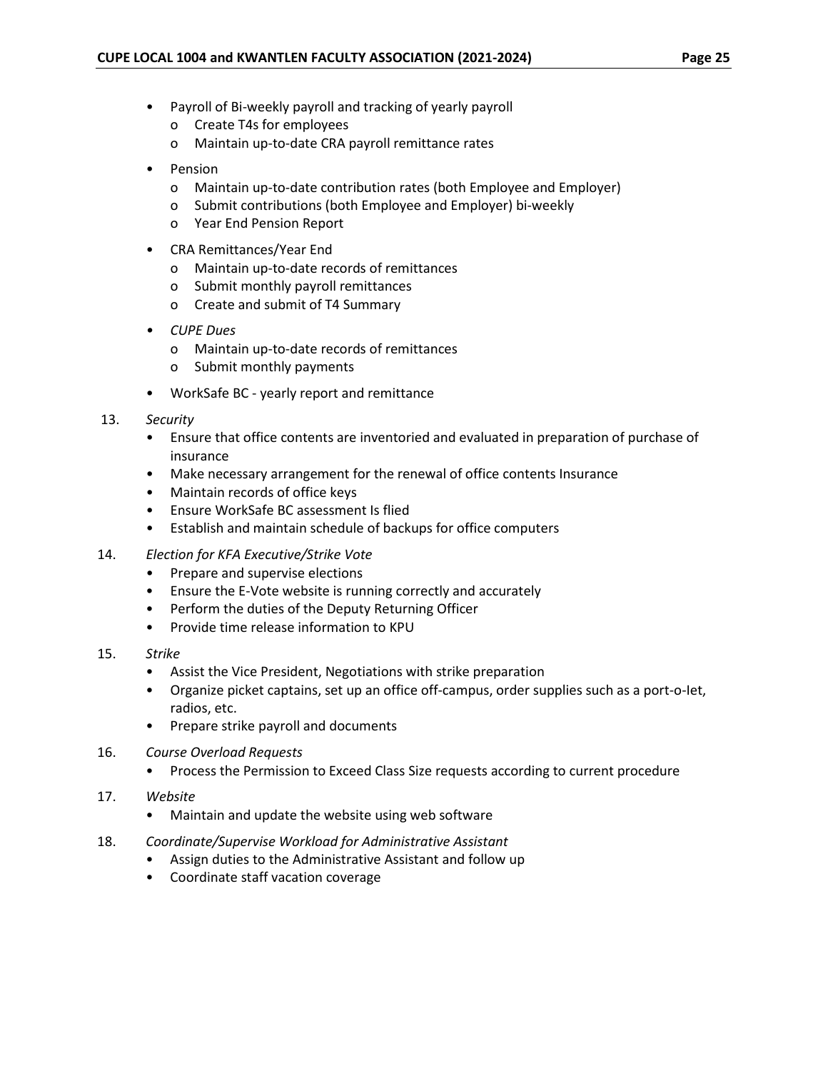- Payroll of Bi-weekly payroll and tracking of yearly payroll
  - Create T4s for employees
  - Maintain up-to-date CRA payroll remittance rates
- Pension
  - Maintain up-to-date contribution rates (both Employee and Employer)
  - Submit contributions (both Employee and Employer) bi-weekly
  - Year End Pension Report
- CRA Remittances/Year End
  - Maintain up-to-date records of remittances
  - Submit monthly payroll remittances
  - Create and submit of T4 Summary
- *CUPE Dues*
  - Maintain up-to-date records of remittances
  - Submit monthly payments
- WorkSafe BC - yearly report and remittance

13. *Security*
    - Ensure that office contents are inventoried and evaluated in preparation of purchase of insurance
    - Make necessary arrangement for the renewal of office contents Insurance
    - Maintain records of office keys
    - Ensure WorkSafe BC assessment Is flied
    - Establish and maintain schedule of backups for office computers

14. *Election for KFA Executive/Strike Vote*
    - Prepare and supervise elections
    - Ensure the E-Vote website is running correctly and accurately
    - Perform the duties of the Deputy Returning Officer
    - Provide time release information to KPU

15. *Strike*
    - Assist the Vice President, Negotiations with strike preparation
    - Organize picket captains, set up an office off-campus, order supplies such as a port-o-let, radios, etc.
    - Prepare strike payroll and documents

16. *Course Overload Requests*
    - Process the Permission to Exceed Class Size requests according to current procedure

17. *Website*
    - Maintain and update the website using web software

18. *Coordinate/Supervise Workload for Administrative Assistant*
    - Assign duties to the Administrative Assistant and follow up
    - Coordinate staff vacation coverage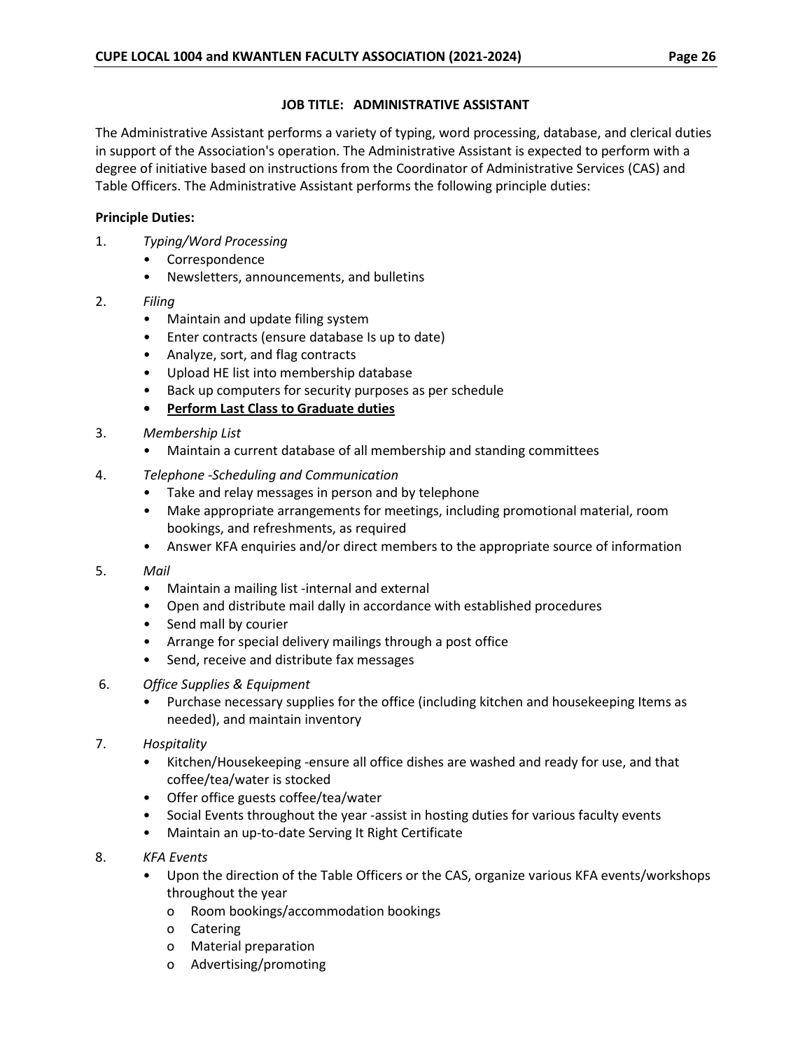**JOB TITLE: ADMINISTRATIVE ASSISTANT**

The Administrative Assistant performs a variety of typing, word processing, database, and clerical duties in support of the Association's operation. The Administrative Assistant is expected to perform with a degree of initiative based on instructions from the Coordinator of Administrative Services (CAS) and Table Officers. The Administrative Assistant performs the following principle duties:

**Principle Duties:**

1. *Typing/Word Processing*
   - Correspondence
   - Newsletters, announcements, and bulletins
2. *Filing*
   - Maintain and update filing system
   - Enter contracts (ensure database Is up to date)
   - Analyze, sort, and flag contracts
   - Upload HE list into membership database
   - Back up computers for security purposes as per schedule
   - **Perform Last Class to Graduate duties**
3. *Membership List*
   - Maintain a current database of all membership and standing committees
4. *Telephone -Scheduling and Communication*
   - Take and relay messages in person and by telephone
   - Make appropriate arrangements for meetings, including promotional material, room bookings, and refreshments, as required
   - Answer KFA enquiries and/or direct members to the appropriate source of information
5. *Mail*
   - Maintain a mailing list -internal and external
   - Open and distribute mail dally in accordance with established procedures
   - Send mall by courier
   - Arrange for special delivery mailings through a post office
   - Send, receive and distribute fax messages
6. *Office Supplies & Equipment*
   - Purchase necessary supplies for the office (including kitchen and housekeeping Items as needed), and maintain inventory
7. *Hospitality*
   - Kitchen/Housekeeping -ensure all office dishes are washed and ready for use, and that coffee/tea/water is stocked
   - Offer office guests coffee/tea/water
   - Social Events throughout the year -assist in hosting duties for various faculty events
   - Maintain an up-to-date Serving It Right Certificate
8. *KFA Events*
   - Upon the direction of the Table Officers or the CAS, organize various KFA events/workshops throughout the year
     - Room bookings/accommodation bookings
     - Catering
     - Material preparation
     - Advertising/promoting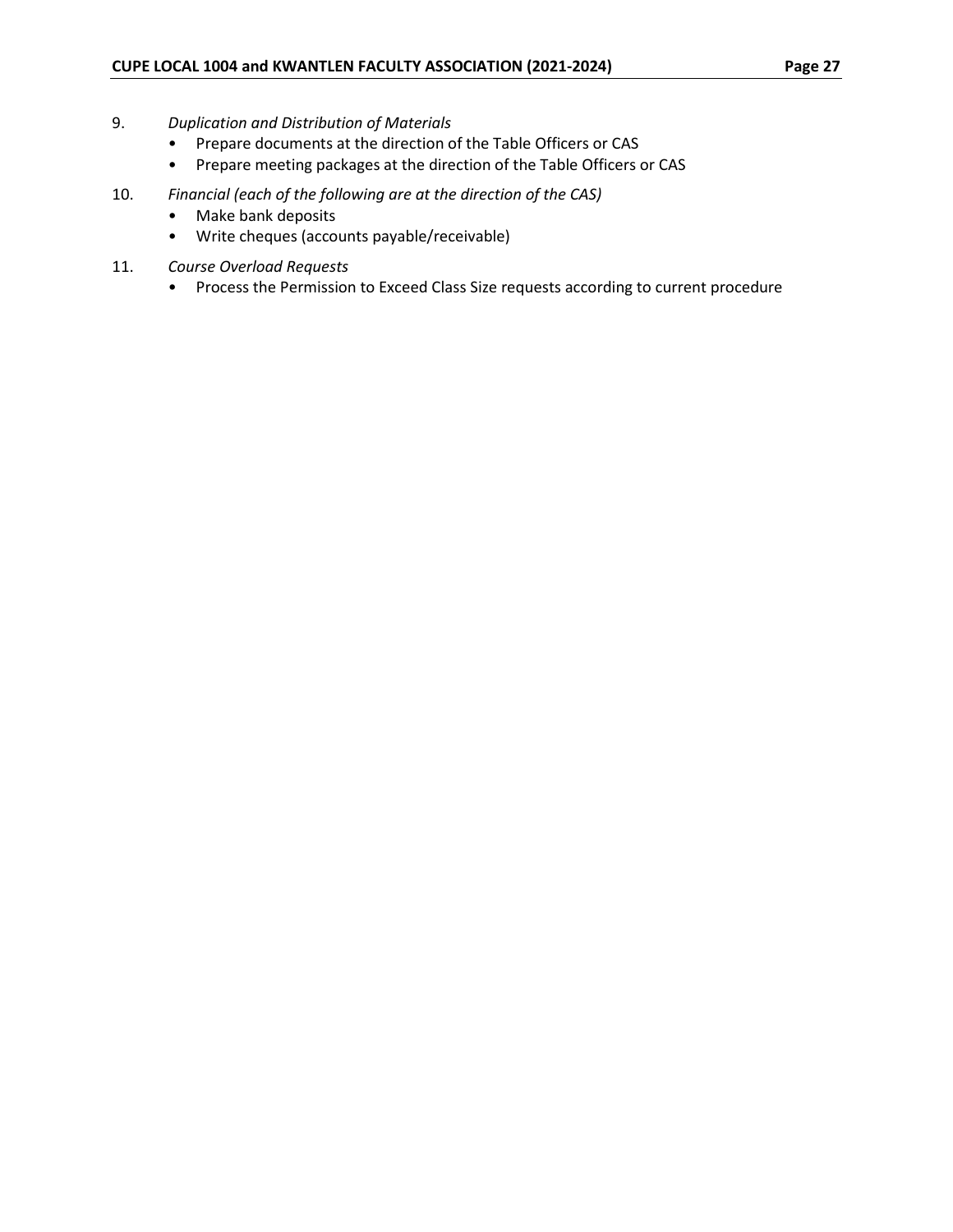9. *Duplication and Distribution of Materials*
   - Prepare documents at the direction of the Table Officers or CAS
   - Prepare meeting packages at the direction of the Table Officers or CAS

10. *Financial (each of the following are at the direction of the CAS)*
    - Make bank deposits
    - Write cheques (accounts payable/receivable)

11. *Course Overload Requests*
    - Process the Permission to Exceed Class Size requests according to current procedure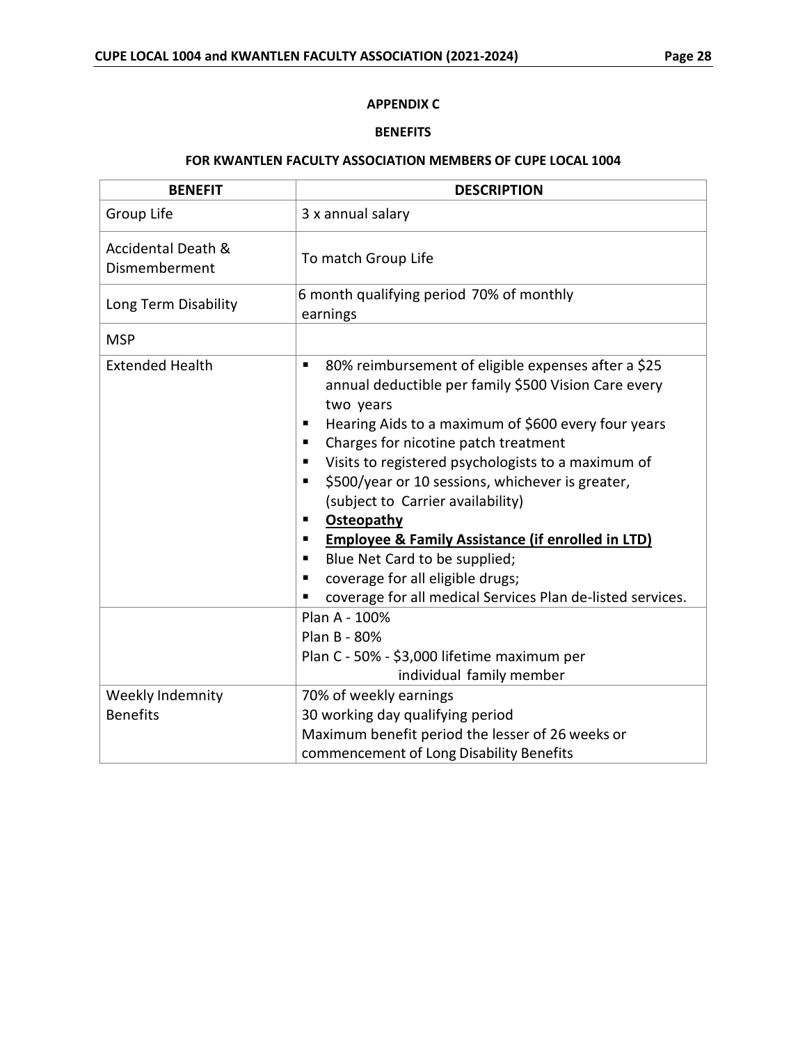## APPENDIX C

## BENEFITS

## FOR KWANTLEN FACULTY ASSOCIATION MEMBERS OF CUPE LOCAL 1004

| BENEFIT | DESCRIPTION |
|---|---|
| Group Life | 3 x annual salary |
| Accidental Death & Dismemberment | To match Group Life |
| Long Term Disability | 6 month qualifying period 70% of monthly earnings |
| MSP | |
| Extended Health | ▪ 80% reimbursement of eligible expenses after a $25 annual deductible per family $500 Vision Care every two years<br>▪ Hearing Aids to a maximum of $600 every four years<br>▪ Charges for nicotine patch treatment<br>▪ Visits to registered psychologists to a maximum of<br>▪ $500/year or 10 sessions, whichever is greater, (subject to Carrier availability)<br>▪ **<u>Osteopathy</u>**<br>▪ **<u>Employee & Family Assistance (if enrolled in LTD)</u>**<br>▪ Blue Net Card to be supplied;<br>▪ coverage for all eligible drugs;<br>▪ coverage for all medical Services Plan de-listed services. |
| | Plan A - 100%<br>Plan B - 80%<br>Plan C - 50% - $3,000 lifetime maximum per individual family member |
| Weekly Indemnity Benefits | 70% of weekly earnings<br>30 working day qualifying period<br>Maximum benefit period the lesser of 26 weeks or commencement of Long Disability Benefits |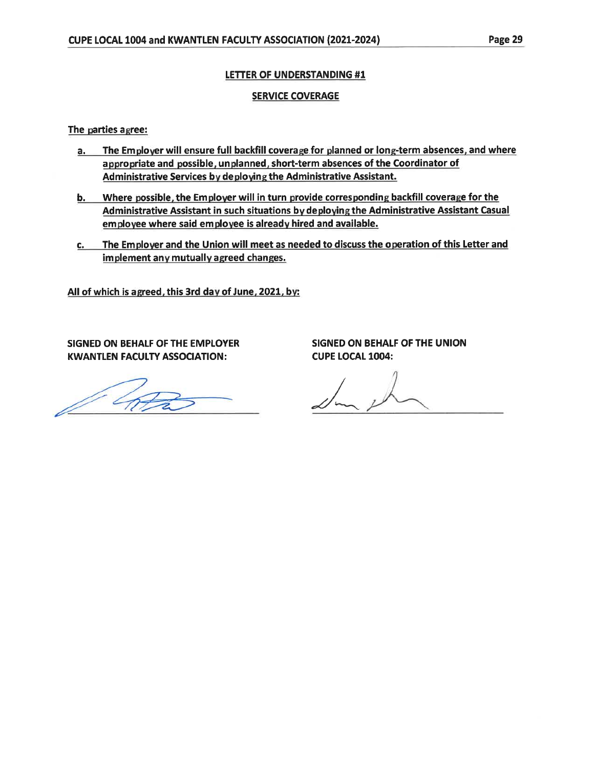## LETTER OF UNDERSTANDING #1

## SERVICE COVERAGE

**The parties agree:**

a. **The Employer will ensure full backfill coverage for planned or long-term absences, and where appropriate and possible, unplanned, short-term absences of the Coordinator of Administrative Services by deploying the Administrative Assistant.**

b. **Where possible, the Employer will in turn provide corresponding backfill coverage for the Administrative Assistant in such situations by deploying the Administrative Assistant Casual employee where said employee is already hired and available.**

c. **The Employer and the Union will meet as needed to discuss the operation of this Letter and implement any mutually agreed changes.**

**All of which is agreed, this 3rd day of June, 2021, by:**

**SIGNED ON BEHALF OF THE EMPLOYER KWANTLEN FACULTY ASSOCIATION:**

**SIGNED ON BEHALF OF THE UNION CUPE LOCAL 1004:**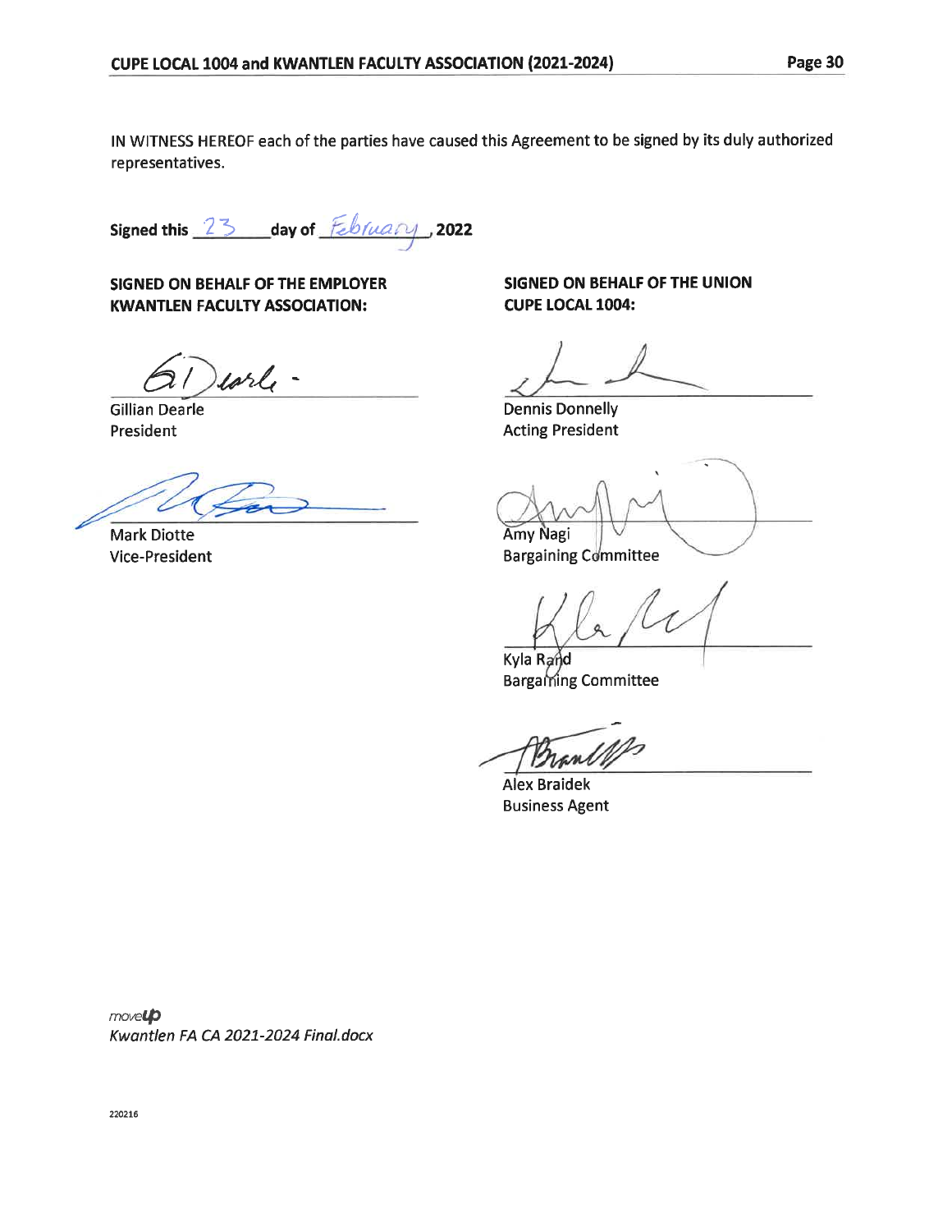IN WITNESS HEREOF each of the parties have caused this Agreement to be signed by its duly authorized representatives.

**Signed this** 23 **day of** February**, 2022**

**SIGNED ON BEHALF OF THE EMPLOYER KWANTLEN FACULTY ASSOCIATION:**

Gillian Dearle
President

Mark Diotte
Vice-President

**SIGNED ON BEHALF OF THE UNION CUPE LOCAL 1004:**

Dennis Donnelly
Acting President

Amy Nagi
Bargaining Committee

Kyla Rand
Bargaining Committee

Alex Braidek
Business Agent

*moveup*
*Kwantlen FA CA 2021-2024 Final.docx*

220216